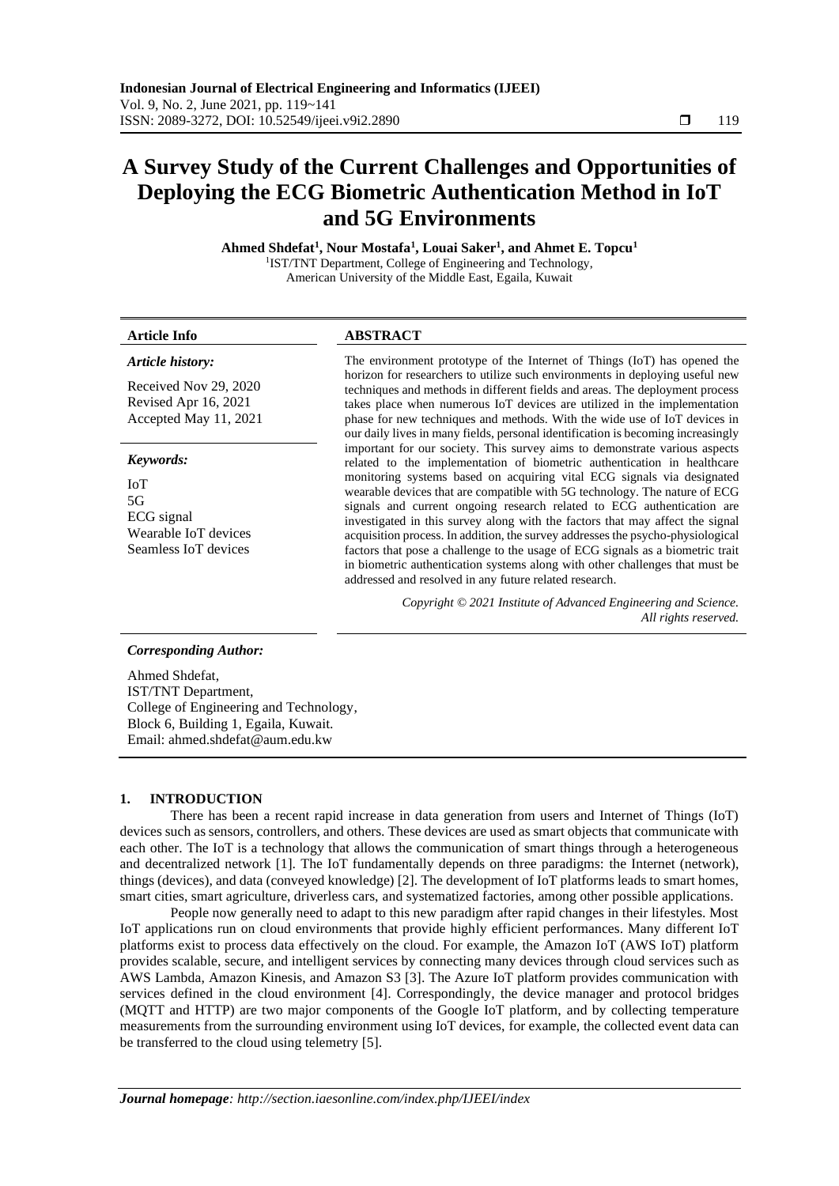# A Survey Study of the Current Challenges and Opportunities of Deploying the ECG Biometric Authentication Method in IoT and 5G Environments

**Ahmed Shdefat[1], Nour Mostafa[1], Louai Saker[1], and Ahmet E. Topcu[1]**

[1]IST/TNT Department, College of Engineering and Technology, American University of the Middle East, Egaila, Kuwait

**Article Info**

*Article history:*

Received Nov 29, 2020
Revised Apr 16, 2021
Accepted May 11, 2021

*Keywords:*

IoT
5G
ECG signal
Wearable IoT devices
Seamless IoT devices

**ABSTRACT**

The environment prototype of the Internet of Things (IoT) has opened the horizon for researchers to utilize such environments in deploying useful new techniques and methods in different fields and areas. The deployment process takes place when numerous IoT devices are utilized in the implementation phase for new techniques and methods. With the wide use of IoT devices in our daily lives in many fields, personal identification is becoming increasingly important for our society. This survey aims to demonstrate various aspects related to the implementation of biometric authentication in healthcare monitoring systems based on acquiring vital ECG signals via designated wearable devices that are compatible with 5G technology. The nature of ECG signals and current ongoing research related to ECG authentication are investigated in this survey along with the factors that may affect the signal acquisition process. In addition, the survey addresses the psycho-physiological factors that pose a challenge to the usage of ECG signals as a biometric trait in biometric authentication systems along with other challenges that must be addressed and resolved in any future related research.

*Copyright © 2021 Institute of Advanced Engineering and Science. All rights reserved.*

***Corresponding Author:***

Ahmed Shdefat,
IST/TNT Department,
College of Engineering and Technology,
Block 6, Building 1, Egaila, Kuwait.
Email: ahmed.shdefat@aum.edu.kw

## 1. INTRODUCTION

There has been a recent rapid increase in data generation from users and Internet of Things (IoT) devices such as sensors, controllers, and others. These devices are used as smart objects that communicate with each other. The IoT is a technology that allows the communication of smart things through a heterogeneous and decentralized network [1]. The IoT fundamentally depends on three paradigms: the Internet (network), things (devices), and data (conveyed knowledge) [2]. The development of IoT platforms leads to smart homes, smart cities, smart agriculture, driverless cars, and systematized factories, among other possible applications.

People now generally need to adapt to this new paradigm after rapid changes in their lifestyles. Most IoT applications run on cloud environments that provide highly efficient performances. Many different IoT platforms exist to process data effectively on the cloud. For example, the Amazon IoT (AWS IoT) platform provides scalable, secure, and intelligent services by connecting many devices through cloud services such as AWS Lambda, Amazon Kinesis, and Amazon S3 [3]. The Azure IoT platform provides communication with services defined in the cloud environment [4]. Correspondingly, the device manager and protocol bridges (MQTT and HTTP) are two major components of the Google IoT platform, and by collecting temperature measurements from the surrounding environment using IoT devices, for example, the collected event data can be transferred to the cloud using telemetry [5].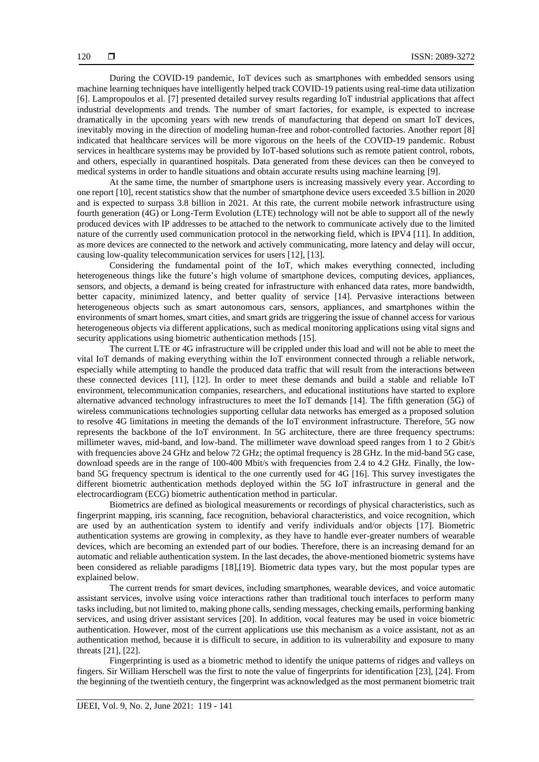During the COVID-19 pandemic, IoT devices such as smartphones with embedded sensors using machine learning techniques have intelligently helped track COVID-19 patients using real-time data utilization [6]. Lampropoulos et al. [7] presented detailed survey results regarding IoT industrial applications that affect industrial developments and trends. The number of smart factories, for example, is expected to increase dramatically in the upcoming years with new trends of manufacturing that depend on smart IoT devices, inevitably moving in the direction of modeling human-free and robot-controlled factories. Another report [8] indicated that healthcare services will be more vigorous on the heels of the COVID-19 pandemic. Robust services in healthcare systems may be provided by IoT-based solutions such as remote patient control, robots, and others, especially in quarantined hospitals. Data generated from these devices can then be conveyed to medical systems in order to handle situations and obtain accurate results using machine learning [9].

At the same time, the number of smartphone users is increasing massively every year. According to one report [10], recent statistics show that the number of smartphone device users exceeded 3.5 billion in 2020 and is expected to surpass 3.8 billion in 2021. At this rate, the current mobile network infrastructure using fourth generation (4G) or Long-Term Evolution (LTE) technology will not be able to support all of the newly produced devices with IP addresses to be attached to the network to communicate actively due to the limited nature of the currently used communication protocol in the networking field, which is IPV4 [11]. In addition, as more devices are connected to the network and actively communicating, more latency and delay will occur, causing low-quality telecommunication services for users [12], [13].

Considering the fundamental point of the IoT, which makes everything connected, including heterogeneous things like the future's high volume of smartphone devices, computing devices, appliances, sensors, and objects, a demand is being created for infrastructure with enhanced data rates, more bandwidth, better capacity, minimized latency, and better quality of service [14]. Pervasive interactions between heterogeneous objects such as smart autonomous cars, sensors, appliances, and smartphones within the environments of smart homes, smart cities, and smart grids are triggering the issue of channel access for various heterogeneous objects via different applications, such as medical monitoring applications using vital signs and security applications using biometric authentication methods [15].

The current LTE or 4G infrastructure will be crippled under this load and will not be able to meet the vital IoT demands of making everything within the IoT environment connected through a reliable network, especially while attempting to handle the produced data traffic that will result from the interactions between these connected devices [11], [12]. In order to meet these demands and build a stable and reliable IoT environment, telecommunication companies, researchers, and educational institutions have started to explore alternative advanced technology infrastructures to meet the IoT demands [14]. The fifth generation (5G) of wireless communications technologies supporting cellular data networks has emerged as a proposed solution to resolve 4G limitations in meeting the demands of the IoT environment infrastructure. Therefore, 5G now represents the backbone of the IoT environment. In 5G architecture, there are three frequency spectrums: millimeter waves, mid-band, and low-band. The millimeter wave download speed ranges from 1 to 2 Gbit/s with frequencies above 24 GHz and below 72 GHz; the optimal frequency is 28 GHz. In the mid-band 5G case, download speeds are in the range of 100-400 Mbit/s with frequencies from 2.4 to 4.2 GHz. Finally, the low-band 5G frequency spectrum is identical to the one currently used for 4G [16]. This survey investigates the different biometric authentication methods deployed within the 5G IoT infrastructure in general and the electrocardiogram (ECG) biometric authentication method in particular.

Biometrics are defined as biological measurements or recordings of physical characteristics, such as fingerprint mapping, iris scanning, face recognition, behavioral characteristics, and voice recognition, which are used by an authentication system to identify and verify individuals and/or objects [17]. Biometric authentication systems are growing in complexity, as they have to handle ever-greater numbers of wearable devices, which are becoming an extended part of our bodies. Therefore, there is an increasing demand for an automatic and reliable authentication system. In the last decades, the above-mentioned biometric systems have been considered as reliable paradigms [18],[19]. Biometric data types vary, but the most popular types are explained below.

The current trends for smart devices, including smartphones, wearable devices, and voice automatic assistant services, involve using voice interactions rather than traditional touch interfaces to perform many tasks including, but not limited to, making phone calls, sending messages, checking emails, performing banking services, and using driver assistant services [20]. In addition, vocal features may be used in voice biometric authentication. However, most of the current applications use this mechanism as a voice assistant, not as an authentication method, because it is difficult to secure, in addition to its vulnerability and exposure to many threats [21], [22].

Fingerprinting is used as a biometric method to identify the unique patterns of ridges and valleys on fingers. Sir William Herschell was the first to note the value of fingerprints for identification [23], [24]. From the beginning of the twentieth century, the fingerprint was acknowledged as the most permanent biometric trait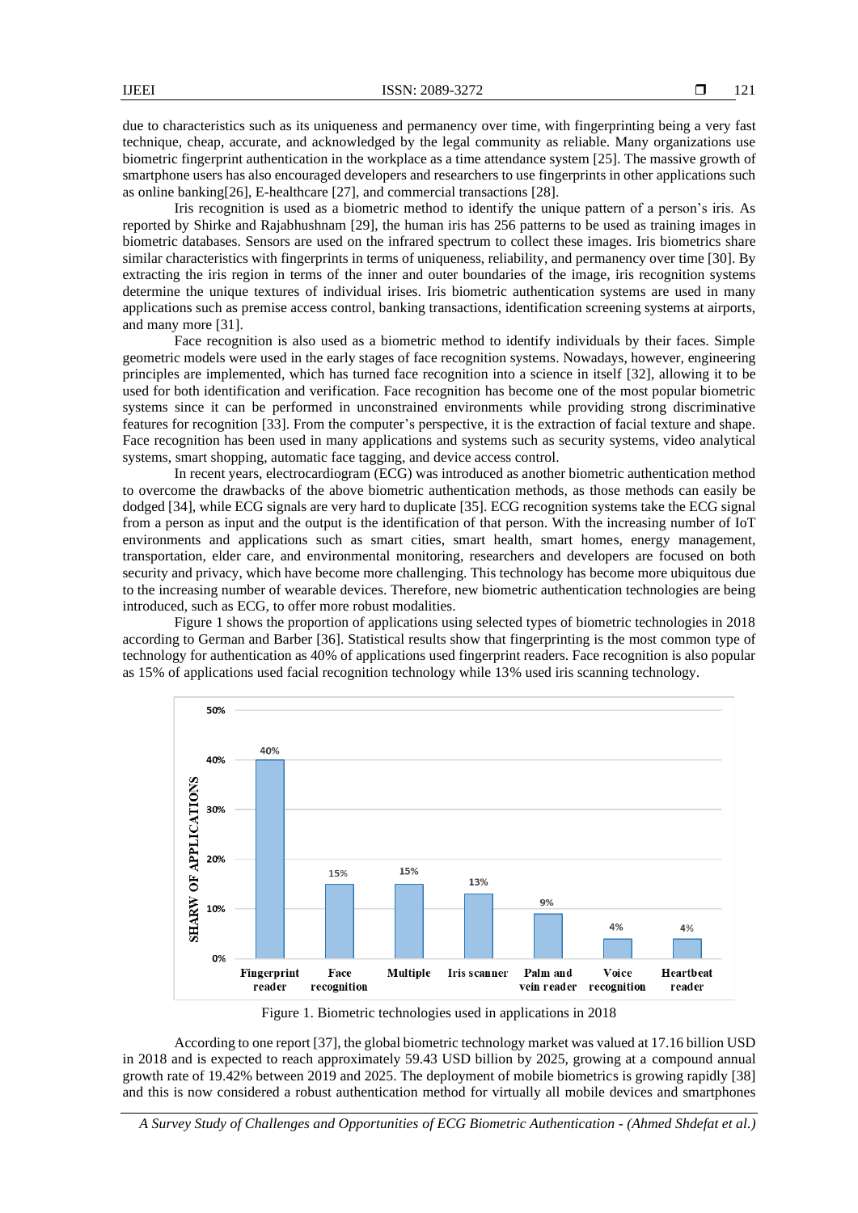due to characteristics such as its uniqueness and permanency over time, with fingerprinting being a very fast technique, cheap, accurate, and acknowledged by the legal community as reliable. Many organizations use biometric fingerprint authentication in the workplace as a time attendance system [25]. The massive growth of smartphone users has also encouraged developers and researchers to use fingerprints in other applications such as online banking[26], E-healthcare [27], and commercial transactions [28].

Iris recognition is used as a biometric method to identify the unique pattern of a person's iris. As reported by Shirke and Rajabhushnam [29], the human iris has 256 patterns to be used as training images in biometric databases. Sensors are used on the infrared spectrum to collect these images. Iris biometrics share similar characteristics with fingerprints in terms of uniqueness, reliability, and permanency over time [30]. By extracting the iris region in terms of the inner and outer boundaries of the image, iris recognition systems determine the unique textures of individual irises. Iris biometric authentication systems are used in many applications such as premise access control, banking transactions, identification screening systems at airports, and many more [31].

Face recognition is also used as a biometric method to identify individuals by their faces. Simple geometric models were used in the early stages of face recognition systems. Nowadays, however, engineering principles are implemented, which has turned face recognition into a science in itself [32], allowing it to be used for both identification and verification. Face recognition has become one of the most popular biometric systems since it can be performed in unconstrained environments while providing strong discriminative features for recognition [33]. From the computer's perspective, it is the extraction of facial texture and shape. Face recognition has been used in many applications and systems such as security systems, video analytical systems, smart shopping, automatic face tagging, and device access control.

In recent years, electrocardiogram (ECG) was introduced as another biometric authentication method to overcome the drawbacks of the above biometric authentication methods, as those methods can easily be dodged [34], while ECG signals are very hard to duplicate [35]. ECG recognition systems take the ECG signal from a person as input and the output is the identification of that person. With the increasing number of IoT environments and applications such as smart cities, smart health, smart homes, energy management, transportation, elder care, and environmental monitoring, researchers and developers are focused on both security and privacy, which have become more challenging. This technology has become more ubiquitous due to the increasing number of wearable devices. Therefore, new biometric authentication technologies are being introduced, such as ECG, to offer more robust modalities.

Figure 1 shows the proportion of applications using selected types of biometric technologies in 2018 according to German and Barber [36]. Statistical results show that fingerprinting is the most common type of technology for authentication as 40% of applications used fingerprint readers. Face recognition is also popular as 15% of applications used facial recognition technology while 13% used iris scanning technology.

| Technology | Sharw of applications |
|---|---|
| Fingerprint reader | 40% |
| Face recognition | 15% |
| Multiple | 15% |
| Iris scanner | 13% |
| Palm and vein reader | 9% |
| Voice recognition | 4% |
| Heartbeat reader | 4% |

Figure 1. Biometric technologies used in applications in 2018

According to one report [37], the global biometric technology market was valued at 17.16 billion USD in 2018 and is expected to reach approximately 59.43 USD billion by 2025, growing at a compound annual growth rate of 19.42% between 2019 and 2025. The deployment of mobile biometrics is growing rapidly [38] and this is now considered a robust authentication method for virtually all mobile devices and smartphones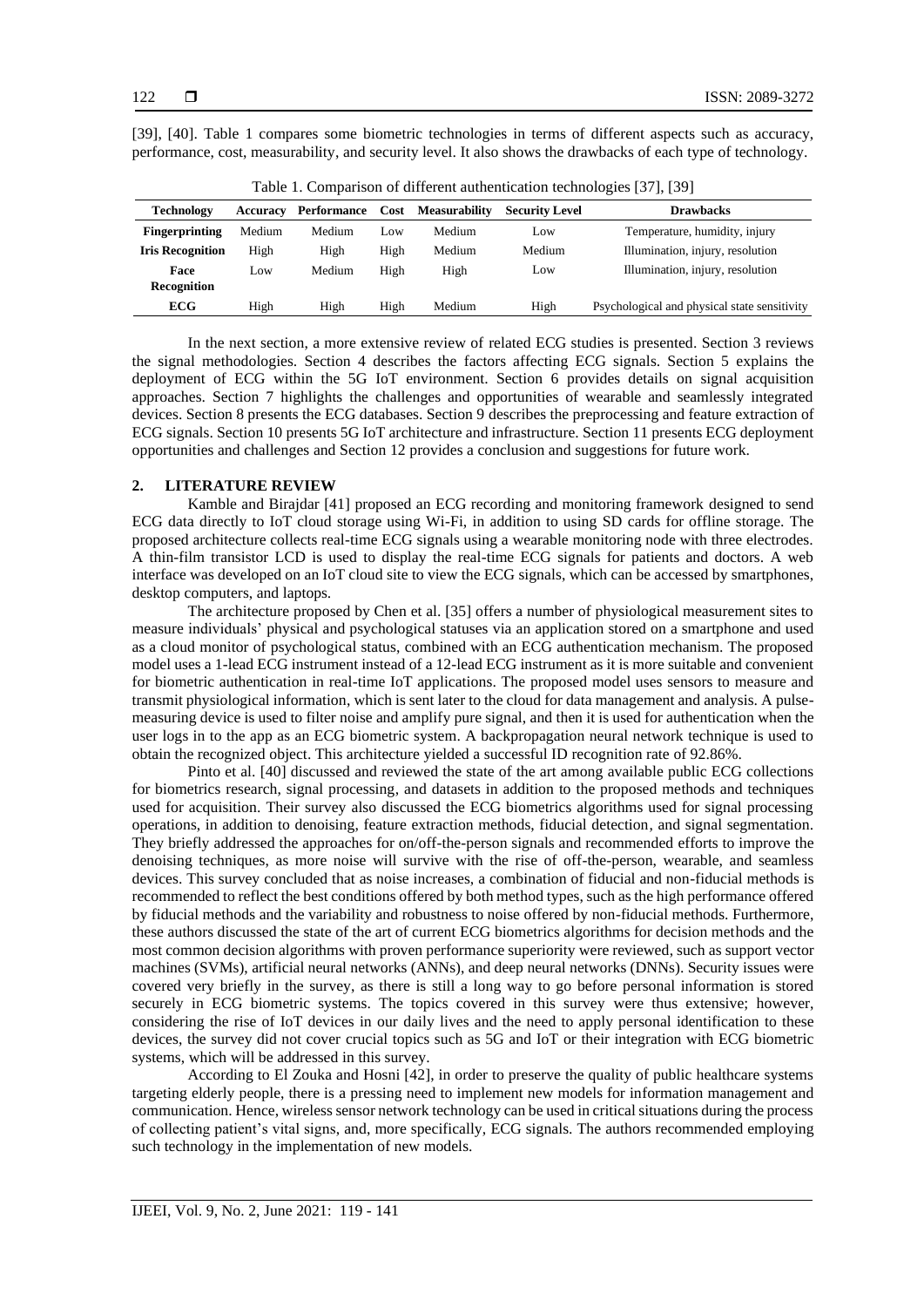[39], [40]. Table 1 compares some biometric technologies in terms of different aspects such as accuracy, performance, cost, measurability, and security level. It also shows the drawbacks of each type of technology.

Table 1. Comparison of different authentication technologies [37], [39]

| Technology | Accuracy | Performance | Cost | Measurability | Security Level | Drawbacks |
|---|---|---|---|---|---|---|
| **Fingerprinting** | Medium | Medium | Low | Medium | Low | Temperature, humidity, injury |
| **Iris Recognition** | High | High | High | Medium | Medium | Illumination, injury, resolution |
| **Face Recognition** | Low | Medium | High | High | Low | Illumination, injury, resolution |
| **ECG** | High | High | High | Medium | High | Psychological and physical state sensitivity |

In the next section, a more extensive review of related ECG studies is presented. Section 3 reviews the signal methodologies. Section 4 describes the factors affecting ECG signals. Section 5 explains the deployment of ECG within the 5G IoT environment. Section 6 provides details on signal acquisition approaches. Section 7 highlights the challenges and opportunities of wearable and seamlessly integrated devices. Section 8 presents the ECG databases. Section 9 describes the preprocessing and feature extraction of ECG signals. Section 10 presents 5G IoT architecture and infrastructure. Section 11 presents ECG deployment opportunities and challenges and Section 12 provides a conclusion and suggestions for future work.

## 2. LITERATURE REVIEW

Kamble and Birajdar [41] proposed an ECG recording and monitoring framework designed to send ECG data directly to IoT cloud storage using Wi-Fi, in addition to using SD cards for offline storage. The proposed architecture collects real-time ECG signals using a wearable monitoring node with three electrodes. A thin-film transistor LCD is used to display the real-time ECG signals for patients and doctors. A web interface was developed on an IoT cloud site to view the ECG signals, which can be accessed by smartphones, desktop computers, and laptops.

The architecture proposed by Chen et al. [35] offers a number of physiological measurement sites to measure individuals' physical and psychological statuses via an application stored on a smartphone and used as a cloud monitor of psychological status, combined with an ECG authentication mechanism. The proposed model uses a 1-lead ECG instrument instead of a 12-lead ECG instrument as it is more suitable and convenient for biometric authentication in real-time IoT applications. The proposed model uses sensors to measure and transmit physiological information, which is sent later to the cloud for data management and analysis. A pulse-measuring device is used to filter noise and amplify pure signal, and then it is used for authentication when the user logs in to the app as an ECG biometric system. A backpropagation neural network technique is used to obtain the recognized object. This architecture yielded a successful ID recognition rate of 92.86%.

Pinto et al. [40] discussed and reviewed the state of the art among available public ECG collections for biometrics research, signal processing, and datasets in addition to the proposed methods and techniques used for acquisition. Their survey also discussed the ECG biometrics algorithms used for signal processing operations, in addition to denoising, feature extraction methods, fiducial detection, and signal segmentation. They briefly addressed the approaches for on/off-the-person signals and recommended efforts to improve the denoising techniques, as more noise will survive with the rise of off-the-person, wearable, and seamless devices. This survey concluded that as noise increases, a combination of fiducial and non-fiducial methods is recommended to reflect the best conditions offered by both method types, such as the high performance offered by fiducial methods and the variability and robustness to noise offered by non-fiducial methods. Furthermore, these authors discussed the state of the art of current ECG biometrics algorithms for decision methods and the most common decision algorithms with proven performance superiority were reviewed, such as support vector machines (SVMs), artificial neural networks (ANNs), and deep neural networks (DNNs). Security issues were covered very briefly in the survey, as there is still a long way to go before personal information is stored securely in ECG biometric systems. The topics covered in this survey were thus extensive; however, considering the rise of IoT devices in our daily lives and the need to apply personal identification to these devices, the survey did not cover crucial topics such as 5G and IoT or their integration with ECG biometric systems, which will be addressed in this survey.

According to El Zouka and Hosni [42], in order to preserve the quality of public healthcare systems targeting elderly people, there is a pressing need to implement new models for information management and communication. Hence, wireless sensor network technology can be used in critical situations during the process of collecting patient's vital signs, and, more specifically, ECG signals. The authors recommended employing such technology in the implementation of new models.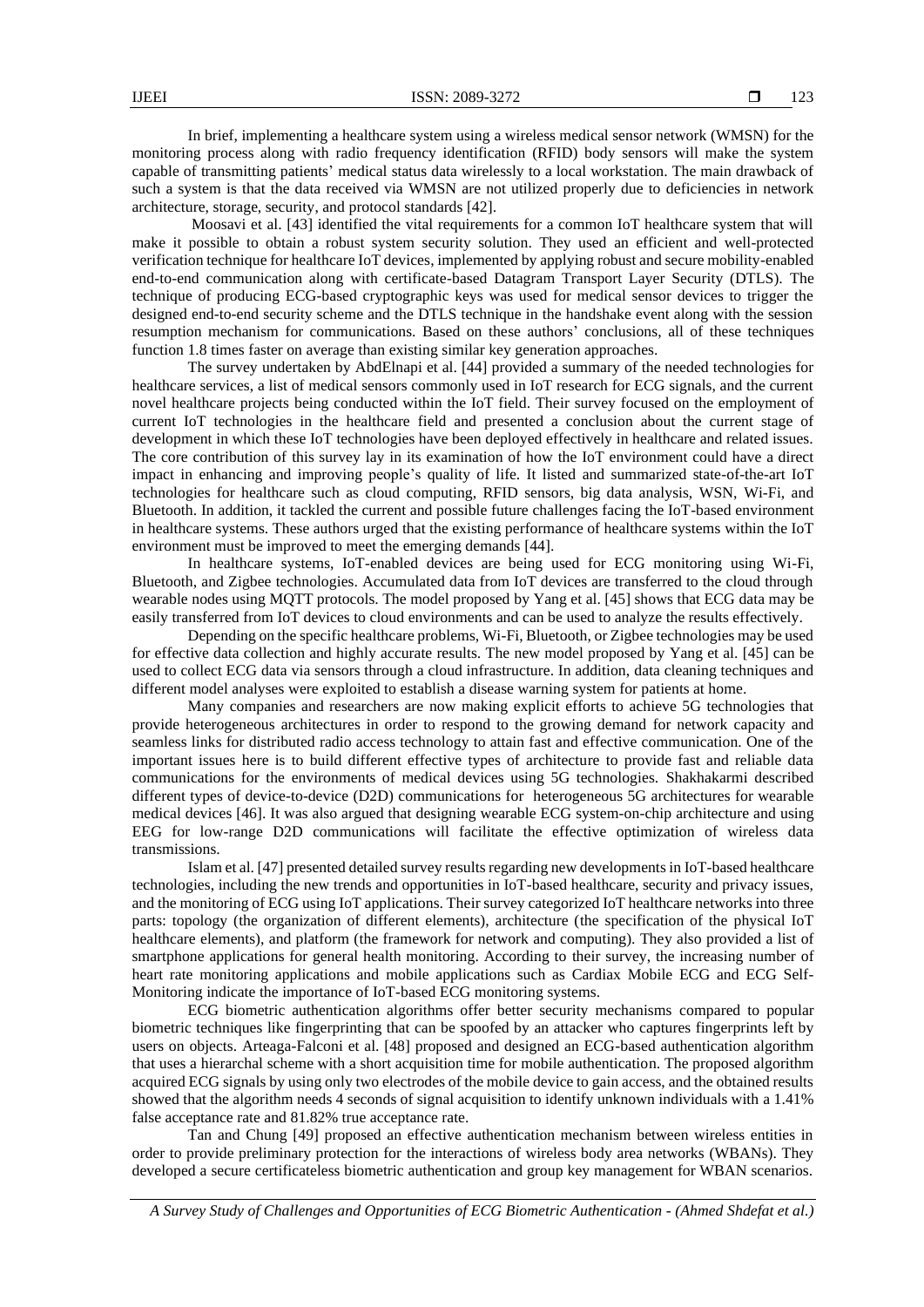In brief, implementing a healthcare system using a wireless medical sensor network (WMSN) for the monitoring process along with radio frequency identification (RFID) body sensors will make the system capable of transmitting patients' medical status data wirelessly to a local workstation. The main drawback of such a system is that the data received via WMSN are not utilized properly due to deficiencies in network architecture, storage, security, and protocol standards [42].

Moosavi et al. [43] identified the vital requirements for a common IoT healthcare system that will make it possible to obtain a robust system security solution. They used an efficient and well-protected verification technique for healthcare IoT devices, implemented by applying robust and secure mobility-enabled end-to-end communication along with certificate-based Datagram Transport Layer Security (DTLS). The technique of producing ECG-based cryptographic keys was used for medical sensor devices to trigger the designed end-to-end security scheme and the DTLS technique in the handshake event along with the session resumption mechanism for communications. Based on these authors' conclusions, all of these techniques function 1.8 times faster on average than existing similar key generation approaches.

The survey undertaken by AbdElnapi et al. [44] provided a summary of the needed technologies for healthcare services, a list of medical sensors commonly used in IoT research for ECG signals, and the current novel healthcare projects being conducted within the IoT field. Their survey focused on the employment of current IoT technologies in the healthcare field and presented a conclusion about the current stage of development in which these IoT technologies have been deployed effectively in healthcare and related issues. The core contribution of this survey lay in its examination of how the IoT environment could have a direct impact in enhancing and improving people's quality of life. It listed and summarized state-of-the-art IoT technologies for healthcare such as cloud computing, RFID sensors, big data analysis, WSN, Wi-Fi, and Bluetooth. In addition, it tackled the current and possible future challenges facing the IoT-based environment in healthcare systems. These authors urged that the existing performance of healthcare systems within the IoT environment must be improved to meet the emerging demands [44].

In healthcare systems, IoT-enabled devices are being used for ECG monitoring using Wi-Fi, Bluetooth, and Zigbee technologies. Accumulated data from IoT devices are transferred to the cloud through wearable nodes using MQTT protocols. The model proposed by Yang et al. [45] shows that ECG data may be easily transferred from IoT devices to cloud environments and can be used to analyze the results effectively.

Depending on the specific healthcare problems, Wi-Fi, Bluetooth, or Zigbee technologies may be used for effective data collection and highly accurate results. The new model proposed by Yang et al. [45] can be used to collect ECG data via sensors through a cloud infrastructure. In addition, data cleaning techniques and different model analyses were exploited to establish a disease warning system for patients at home.

Many companies and researchers are now making explicit efforts to achieve 5G technologies that provide heterogeneous architectures in order to respond to the growing demand for network capacity and seamless links for distributed radio access technology to attain fast and effective communication. One of the important issues here is to build different effective types of architecture to provide fast and reliable data communications for the environments of medical devices using 5G technologies. Shakhakarmi described different types of device-to-device (D2D) communications for heterogeneous 5G architectures for wearable medical devices [46]. It was also argued that designing wearable ECG system-on-chip architecture and using EEG for low-range D2D communications will facilitate the effective optimization of wireless data transmissions.

Islam et al. [47] presented detailed survey results regarding new developments in IoT-based healthcare technologies, including the new trends and opportunities in IoT-based healthcare, security and privacy issues, and the monitoring of ECG using IoT applications. Their survey categorized IoT healthcare networks into three parts: topology (the organization of different elements), architecture (the specification of the physical IoT healthcare elements), and platform (the framework for network and computing). They also provided a list of smartphone applications for general health monitoring. According to their survey, the increasing number of heart rate monitoring applications and mobile applications such as Cardiax Mobile ECG and ECG Self-Monitoring indicate the importance of IoT-based ECG monitoring systems.

ECG biometric authentication algorithms offer better security mechanisms compared to popular biometric techniques like fingerprinting that can be spoofed by an attacker who captures fingerprints left by users on objects. Arteaga-Falconi et al. [48] proposed and designed an ECG-based authentication algorithm that uses a hierarchal scheme with a short acquisition time for mobile authentication. The proposed algorithm acquired ECG signals by using only two electrodes of the mobile device to gain access, and the obtained results showed that the algorithm needs 4 seconds of signal acquisition to identify unknown individuals with a 1.41% false acceptance rate and 81.82% true acceptance rate.

Tan and Chung [49] proposed an effective authentication mechanism between wireless entities in order to provide preliminary protection for the interactions of wireless body area networks (WBANs). They developed a secure certificateless biometric authentication and group key management for WBAN scenarios.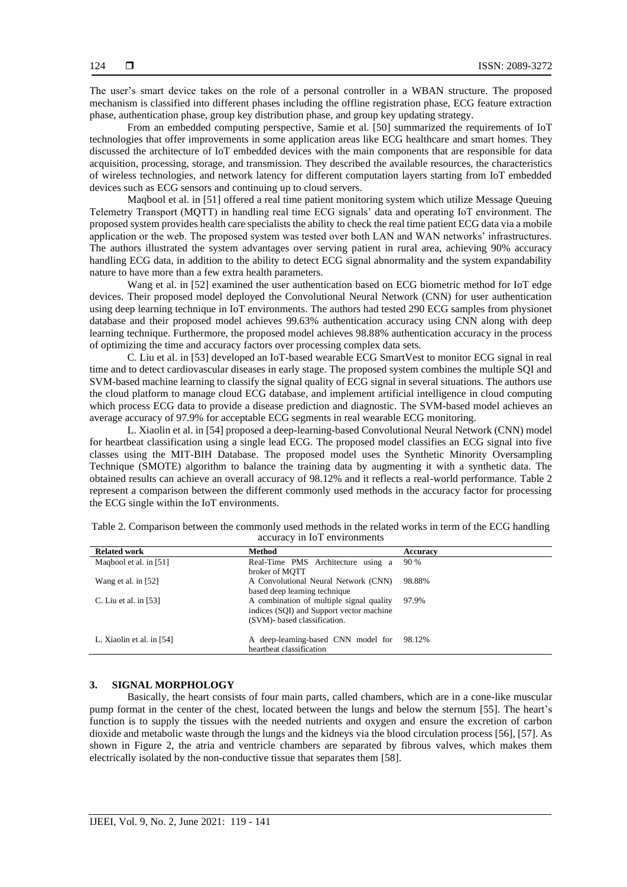The user's smart device takes on the role of a personal controller in a WBAN structure. The proposed mechanism is classified into different phases including the offline registration phase, ECG feature extraction phase, authentication phase, group key distribution phase, and group key updating strategy.

From an embedded computing perspective, Samie et al. [50] summarized the requirements of IoT technologies that offer improvements in some application areas like ECG healthcare and smart homes. They discussed the architecture of IoT embedded devices with the main components that are responsible for data acquisition, processing, storage, and transmission. They described the available resources, the characteristics of wireless technologies, and network latency for different computation layers starting from IoT embedded devices such as ECG sensors and continuing up to cloud servers.

Maqbool et al. in [51] offered a real time patient monitoring system which utilize Message Queuing Telemetry Transport (MQTT) in handling real time ECG signals' data and operating IoT environment. The proposed system provides health care specialists the ability to check the real time patient ECG data via a mobile application or the web. The proposed system was tested over both LAN and WAN networks' infrastructures. The authors illustrated the system advantages over serving patient in rural area, achieving 90% accuracy handling ECG data, in addition to the ability to detect ECG signal abnormality and the system expandability nature to have more than a few extra health parameters.

Wang et al. in [52] examined the user authentication based on ECG biometric method for IoT edge devices. Their proposed model deployed the Convolutional Neural Network (CNN) for user authentication using deep learning technique in IoT environments. The authors had tested 290 ECG samples from physionet database and their proposed model achieves 99.63% authentication accuracy using CNN along with deep learning technique. Furthermore, the proposed model achieves 98.88% authentication accuracy in the process of optimizing the time and accuracy factors over processing complex data sets.

C. Liu et al. in [53] developed an IoT-based wearable ECG SmartVest to monitor ECG signal in real time and to detect cardiovascular diseases in early stage. The proposed system combines the multiple SQI and SVM-based machine learning to classify the signal quality of ECG signal in several situations. The authors use the cloud platform to manage cloud ECG database, and implement artificial intelligence in cloud computing which process ECG data to provide a disease prediction and diagnostic. The SVM-based model achieves an average accuracy of 97.9% for acceptable ECG segments in real wearable ECG monitoring.

L. Xiaolin et al. in [54] proposed a deep-learning-based Convolutional Neural Network (CNN) model for heartbeat classification using a single lead ECG. The proposed model classifies an ECG signal into five classes using the MIT-BIH Database. The proposed model uses the Synthetic Minority Oversampling Technique (SMOTE) algorithm to balance the training data by augmenting it with a synthetic data. The obtained results can achieve an overall accuracy of 98.12% and it reflects a real-world performance. Table 2 represent a comparison between the different commonly used methods in the accuracy factor for processing the ECG single within the IoT environments.

Table 2. Comparison between the commonly used methods in the related works in term of the ECG handling accuracy in IoT environments

| Related work | Method | Accuracy |
|---|---|---|
| Maqbool et al. in [51] | Real-Time PMS Architecture using a broker of MQTT | 90 % |
| Wang et al. in [52] | A Convolutional Neural Network (CNN) based deep learning technique | 98.88% |
| C. Liu et al. in [53] | A combination of multiple signal quality indices (SQI) and Support vector machine (SVM)- based classification. | 97.9% |
| L. Xiaolin et al. in [54] | A deep-learning-based CNN model for heartbeat classification | 98.12% |

## 3. SIGNAL MORPHOLOGY

Basically, the heart consists of four main parts, called chambers, which are in a cone-like muscular pump format in the center of the chest, located between the lungs and below the sternum [55]. The heart's function is to supply the tissues with the needed nutrients and oxygen and ensure the excretion of carbon dioxide and metabolic waste through the lungs and the kidneys via the blood circulation process [56], [57]. As shown in Figure 2, the atria and ventricle chambers are separated by fibrous valves, which makes them electrically isolated by the non-conductive tissue that separates them [58].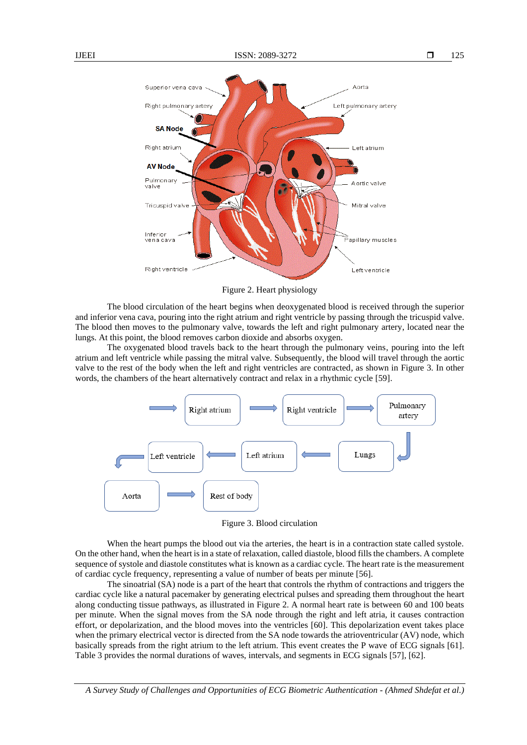Figure 2. Heart physiology

The blood circulation of the heart begins when deoxygenated blood is received through the superior and inferior vena cava, pouring into the right atrium and right ventricle by passing through the tricuspid valve. The blood then moves to the pulmonary valve, towards the left and right pulmonary artery, located near the lungs. At this point, the blood removes carbon dioxide and absorbs oxygen.

The oxygenated blood travels back to the heart through the pulmonary veins, pouring into the left atrium and left ventricle while passing the mitral valve. Subsequently, the blood will travel through the aortic valve to the rest of the body when the left and right ventricles are contracted, as shown in Figure 3. In other words, the chambers of the heart alternatively contract and relax in a rhythmic cycle [59].

Figure 3. Blood circulation

When the heart pumps the blood out via the arteries, the heart is in a contraction state called systole. On the other hand, when the heart is in a state of relaxation, called diastole, blood fills the chambers. A complete sequence of systole and diastole constitutes what is known as a cardiac cycle. The heart rate is the measurement of cardiac cycle frequency, representing a value of number of beats per minute [56].

The sinoatrial (SA) node is a part of the heart that controls the rhythm of contractions and triggers the cardiac cycle like a natural pacemaker by generating electrical pulses and spreading them throughout the heart along conducting tissue pathways, as illustrated in Figure 2. A normal heart rate is between 60 and 100 beats per minute. When the signal moves from the SA node through the right and left atria, it causes contraction effort, or depolarization, and the blood moves into the ventricles [60]. This depolarization event takes place when the primary electrical vector is directed from the SA node towards the atrioventricular (AV) node, which basically spreads from the right atrium to the left atrium. This event creates the P wave of ECG signals [61]. Table 3 provides the normal durations of waves, intervals, and segments in ECG signals [57], [62].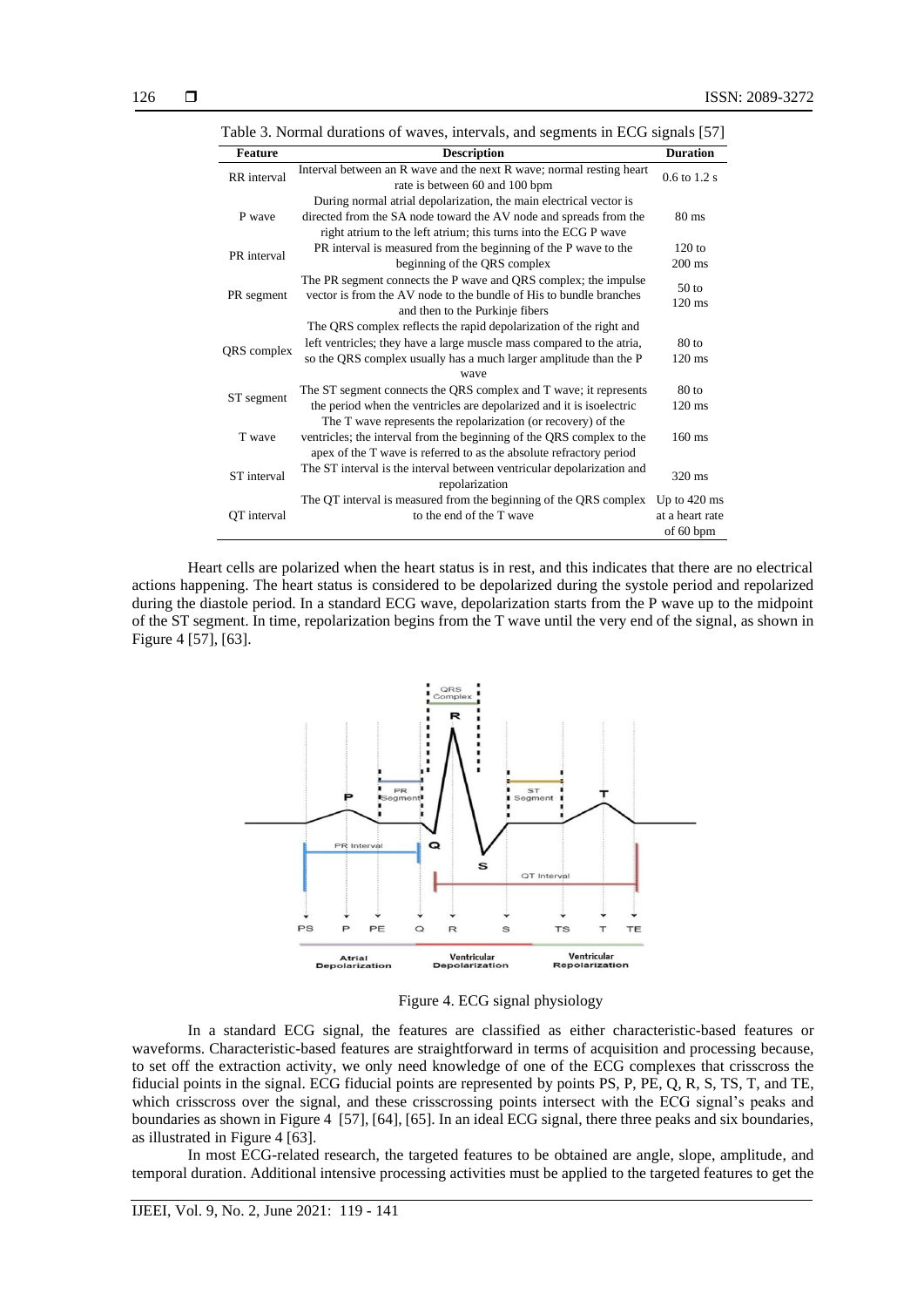Table 3. Normal durations of waves, intervals, and segments in ECG signals [57]

| Feature | Description | Duration |
|---|---|---|
| RR interval | Interval between an R wave and the next R wave; normal resting heart rate is between 60 and 100 bpm | 0.6 to 1.2 s |
| P wave | During normal atrial depolarization, the main electrical vector is directed from the SA node toward the AV node and spreads from the right atrium to the left atrium; this turns into the ECG P wave | 80 ms |
| PR interval | PR interval is measured from the beginning of the P wave to the beginning of the QRS complex | 120 to 200 ms |
| PR segment | The PR segment connects the P wave and QRS complex; the impulse vector is from the AV node to the bundle of His to bundle branches and then to the Purkinje fibers | 50 to 120 ms |
| QRS complex | The QRS complex reflects the rapid depolarization of the right and left ventricles; they have a large muscle mass compared to the atria, so the QRS complex usually has a much larger amplitude than the P wave | 80 to 120 ms |
| ST segment | The ST segment connects the QRS complex and T wave; it represents the period when the ventricles are depolarized and it is isoelectric | 80 to 120 ms |
| T wave | The T wave represents the repolarization (or recovery) of the ventricles; the interval from the beginning of the QRS complex to the apex of the T wave is referred to as the absolute refractory period | 160 ms |
| ST interval | The ST interval is the interval between ventricular depolarization and repolarization | 320 ms |
| QT interval | The QT interval is measured from the beginning of the QRS complex to the end of the T wave | Up to 420 ms at a heart rate of 60 bpm |

Heart cells are polarized when the heart status is in rest, and this indicates that there are no electrical actions happening. The heart status is considered to be depolarized during the systole period and repolarized during the diastole period. In a standard ECG wave, depolarization starts from the P wave up to the midpoint of the ST segment. In time, repolarization begins from the T wave until the very end of the signal, as shown in Figure 4 [57], [63].

Figure 4. ECG signal physiology

In a standard ECG signal, the features are classified as either characteristic-based features or waveforms. Characteristic-based features are straightforward in terms of acquisition and processing because, to set off the extraction activity, we only need knowledge of one of the ECG complexes that crisscross the fiducial points in the signal. ECG fiducial points are represented by points PS, P, PE, Q, R, S, TS, T, and TE, which crisscross over the signal, and these crisscrossing points intersect with the ECG signal's peaks and boundaries as shown in Figure 4 [57], [64], [65]. In an ideal ECG signal, there three peaks and six boundaries, as illustrated in Figure 4 [63].

In most ECG-related research, the targeted features to be obtained are angle, slope, amplitude, and temporal duration. Additional intensive processing activities must be applied to the targeted features to get the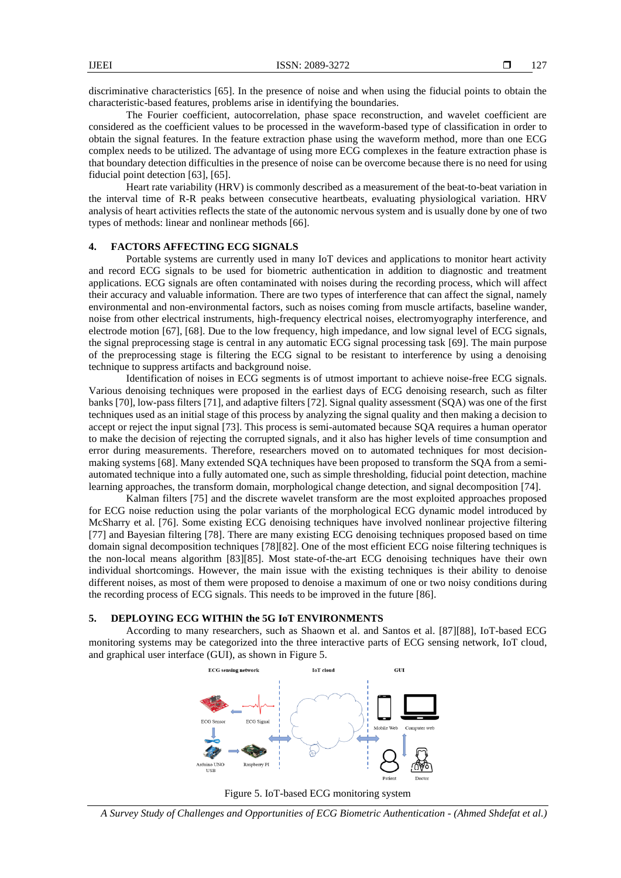discriminative characteristics [65]. In the presence of noise and when using the fiducial points to obtain the characteristic-based features, problems arise in identifying the boundaries.

The Fourier coefficient, autocorrelation, phase space reconstruction, and wavelet coefficient are considered as the coefficient values to be processed in the waveform-based type of classification in order to obtain the signal features. In the feature extraction phase using the waveform method, more than one ECG complex needs to be utilized. The advantage of using more ECG complexes in the feature extraction phase is that boundary detection difficulties in the presence of noise can be overcome because there is no need for using fiducial point detection [63], [65].

Heart rate variability (HRV) is commonly described as a measurement of the beat-to-beat variation in the interval time of R-R peaks between consecutive heartbeats, evaluating physiological variation. HRV analysis of heart activities reflects the state of the autonomic nervous system and is usually done by one of two types of methods: linear and nonlinear methods [66].

## 4. FACTORS AFFECTING ECG SIGNALS

Portable systems are currently used in many IoT devices and applications to monitor heart activity and record ECG signals to be used for biometric authentication in addition to diagnostic and treatment applications. ECG signals are often contaminated with noises during the recording process, which will affect their accuracy and valuable information. There are two types of interference that can affect the signal, namely environmental and non-environmental factors, such as noises coming from muscle artifacts, baseline wander, noise from other electrical instruments, high-frequency electrical noises, electromyography interference, and electrode motion [67], [68]. Due to the low frequency, high impedance, and low signal level of ECG signals, the signal preprocessing stage is central in any automatic ECG signal processing task [69]. The main purpose of the preprocessing stage is filtering the ECG signal to be resistant to interference by using a denoising technique to suppress artifacts and background noise.

Identification of noises in ECG segments is of utmost important to achieve noise-free ECG signals. Various denoising techniques were proposed in the earliest days of ECG denoising research, such as filter banks [70], low-pass filters [71], and adaptive filters [72]. Signal quality assessment (SQA) was one of the first techniques used as an initial stage of this process by analyzing the signal quality and then making a decision to accept or reject the input signal [73]. This process is semi-automated because SQA requires a human operator to make the decision of rejecting the corrupted signals, and it also has higher levels of time consumption and error during measurements. Therefore, researchers moved on to automated techniques for most decision-making systems [68]. Many extended SQA techniques have been proposed to transform the SQA from a semi-automated technique into a fully automated one, such as simple thresholding, fiducial point detection, machine learning approaches, the transform domain, morphological change detection, and signal decomposition [74].

Kalman filters [75] and the discrete wavelet transform are the most exploited approaches proposed for ECG noise reduction using the polar variants of the morphological ECG dynamic model introduced by McSharry et al. [76]. Some existing ECG denoising techniques have involved nonlinear projective filtering [77] and Bayesian filtering [78]. There are many existing ECG denoising techniques proposed based on time domain signal decomposition techniques [78][82]. One of the most efficient ECG noise filtering techniques is the non-local means algorithm [83][85]. Most state-of-the-art ECG denoising techniques have their own individual shortcomings. However, the main issue with the existing techniques is their ability to denoise different noises, as most of them were proposed to denoise a maximum of one or two noisy conditions during the recording process of ECG signals. This needs to be improved in the future [86].

## 5. DEPLOYING ECG WITHIN the 5G IoT ENVIRONMENTS

According to many researchers, such as Shaown et al. and Santos et al. [87][88], IoT-based ECG monitoring systems may be categorized into the three interactive parts of ECG sensing network, IoT cloud, and graphical user interface (GUI), as shown in Figure 5.

Figure 5. IoT-based ECG monitoring system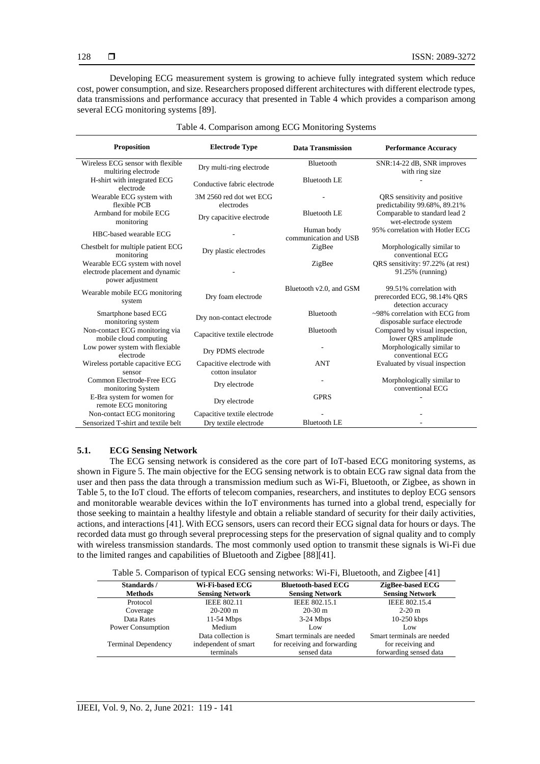Developing ECG measurement system is growing to achieve fully integrated system which reduce cost, power consumption, and size. Researchers proposed different architectures with different electrode types, data transmissions and performance accuracy that presented in Table 4 which provides a comparison among several ECG monitoring systems [89].

Table 4. Comparison among ECG Monitoring Systems

| Proposition | Electrode Type | Data Transmission | Performance Accuracy |
|---|---|---|---|
| Wireless ECG sensor with flexible multiring electrode | Dry multi-ring electrode | Bluetooth | SNR:14-22 dB, SNR improves with ring size |
| H-shirt with integrated ECG electrode | Conductive fabric electrode | Bluetooth LE | - |
| Wearable ECG system with flexible PCB | 3M 2560 red dot wet ECG electrodes | - | QRS sensitivity and positive predictability 99.68%, 89.21% |
| Armband for mobile ECG monitoring | Dry capacitive electrode | Bluetooth LE | Comparable to standard lead 2 wet-electrode system |
| HBC-based wearable ECG | - | Human body communication and USB | 95% correlation with Hotler ECG |
| Chestbelt for multiple patient ECG monitoring | Dry plastic electrodes | ZigBee | Morphologically similar to conventional ECG |
| Wearable ECG system with novel electrode placement and dynamic power adjustment | - | ZigBee | QRS sensitivity: 97.22% (at rest) 91.25% (running) |
| Wearable mobile ECG monitoring system | Dry foam electrode | Bluetooth v2.0, and GSM | 99.51% correlation with prerecorded ECG, 98.14% QRS detection accuracy |
| Smartphone based ECG monitoring system | Dry non-contact electrode | Bluetooth | ~98% correlation with ECG from disposable surface electrode |
| Non-contact ECG monitoring via mobile cloud computing | Capacitive textile electrode | Bluetooth | Compared by visual inspection, lower QRS amplitude |
| Low power system with flexiable electrode | Dry PDMS electrode | - | Morphologically similar to conventional ECG |
| Wireless portable capacitive ECG sensor | Capacitive electrode with cotton insulator | ANT | Evaluated by visual inspection |
| Common Electrode-Free ECG monitoring System | Dry electrode | - | Morphologically similar to conventional ECG |
| E-Bra system for women for remote ECG monitoring | Dry electrode | GPRS | - |
| Non-contact ECG monitoring | Capacitive textile electrode | - | - |
| Sensorized T-shirt and textile belt | Dry textile electrode | Bluetooth LE | - |

### 5.1. ECG Sensing Network

The ECG sensing network is considered as the core part of IoT-based ECG monitoring systems, as shown in Figure 5. The main objective for the ECG sensing network is to obtain ECG raw signal data from the user and then pass the data through a transmission medium such as Wi-Fi, Bluetooth, or Zigbee, as shown in Table 5, to the IoT cloud. The efforts of telecom companies, researchers, and institutes to deploy ECG sensors and monitorable wearable devices within the IoT environments has turned into a global trend, especially for those seeking to maintain a healthy lifestyle and obtain a reliable standard of security for their daily activities, actions, and interactions [41]. With ECG sensors, users can record their ECG signal data for hours or days. The recorded data must go through several preprocessing steps for the preservation of signal quality and to comply with wireless transmission standards. The most commonly used option to transmit these signals is Wi-Fi due to the limited ranges and capabilities of Bluetooth and Zigbee [88][41].

Table 5. Comparison of typical ECG sensing networks: Wi-Fi, Bluetooth, and Zigbee [41]

| Standards / Methods | Wi-Fi-based ECG Sensing Network | Bluetooth-based ECG Sensing Network | ZigBee-based ECG Sensing Network |
|---|---|---|---|
| Protocol | IEEE 802.11 | IEEE 802.15.1 | IEEE 802.15.4 |
| Coverage | 20-200 m | 20-30 m | 2-20 m |
| Data Rates | 11-54 Mbps | 3-24 Mbps | 10-250 kbps |
| Power Consumption | Medium | Low | Low |
| Terminal Dependency | Data collection is independent of smart terminals | Smart terminals are needed for receiving and forwarding sensed data | Smart terminals are needed for receiving and forwarding sensed data |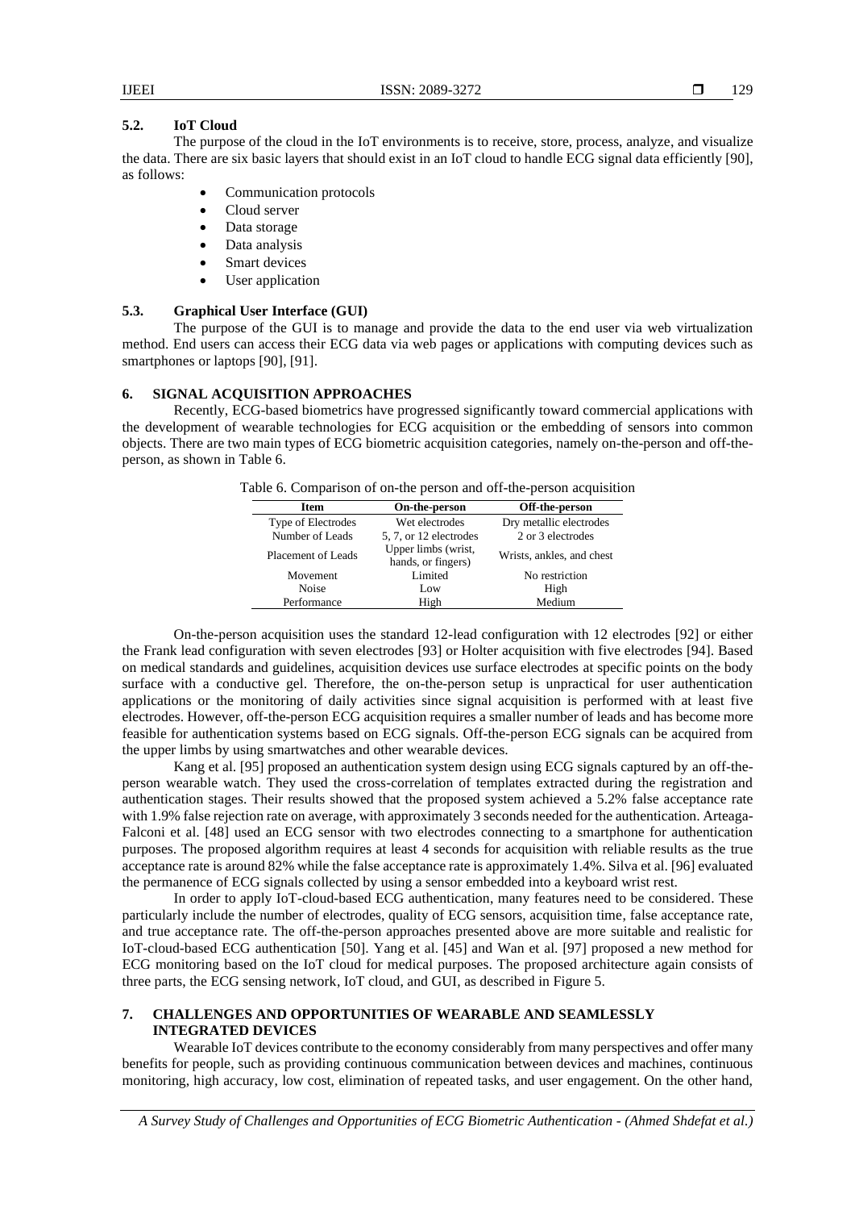### 5.2. IoT Cloud

The purpose of the cloud in the IoT environments is to receive, store, process, analyze, and visualize the data. There are six basic layers that should exist in an IoT cloud to handle ECG signal data efficiently [90], as follows:

- Communication protocols
- Cloud server
- Data storage
- Data analysis
- Smart devices
- User application

### 5.3. Graphical User Interface (GUI)

The purpose of the GUI is to manage and provide the data to the end user via web virtualization method. End users can access their ECG data via web pages or applications with computing devices such as smartphones or laptops [90], [91].

## 6. SIGNAL ACQUISITION APPROACHES

Recently, ECG-based biometrics have progressed significantly toward commercial applications with the development of wearable technologies for ECG acquisition or the embedding of sensors into common objects. There are two main types of ECG biometric acquisition categories, namely on-the-person and off-the-person, as shown in Table 6.

Table 6. Comparison of on-the person and off-the-person acquisition

| Item | On-the-person | Off-the-person |
|---|---|---|
| Type of Electrodes | Wet electrodes | Dry metallic electrodes |
| Number of Leads | 5, 7, or 12 electrodes | 2 or 3 electrodes |
| Placement of Leads | Upper limbs (wrist, hands, or fingers) | Wrists, ankles, and chest |
| Movement | Limited | No restriction |
| Noise | Low | High |
| Performance | High | Medium |

On-the-person acquisition uses the standard 12-lead configuration with 12 electrodes [92] or either the Frank lead configuration with seven electrodes [93] or Holter acquisition with five electrodes [94]. Based on medical standards and guidelines, acquisition devices use surface electrodes at specific points on the body surface with a conductive gel. Therefore, the on-the-person setup is unpractical for user authentication applications or the monitoring of daily activities since signal acquisition is performed with at least five electrodes. However, off-the-person ECG acquisition requires a smaller number of leads and has become more feasible for authentication systems based on ECG signals. Off-the-person ECG signals can be acquired from the upper limbs by using smartwatches and other wearable devices.

Kang et al. [95] proposed an authentication system design using ECG signals captured by an off-the-person wearable watch. They used the cross-correlation of templates extracted during the registration and authentication stages. Their results showed that the proposed system achieved a 5.2% false acceptance rate with 1.9% false rejection rate on average, with approximately 3 seconds needed for the authentication. Arteaga-Falconi et al. [48] used an ECG sensor with two electrodes connecting to a smartphone for authentication purposes. The proposed algorithm requires at least 4 seconds for acquisition with reliable results as the true acceptance rate is around 82% while the false acceptance rate is approximately 1.4%. Silva et al. [96] evaluated the permanence of ECG signals collected by using a sensor embedded into a keyboard wrist rest.

In order to apply IoT-cloud-based ECG authentication, many features need to be considered. These particularly include the number of electrodes, quality of ECG sensors, acquisition time, false acceptance rate, and true acceptance rate. The off-the-person approaches presented above are more suitable and realistic for IoT-cloud-based ECG authentication [50]. Yang et al. [45] and Wan et al. [97] proposed a new method for ECG monitoring based on the IoT cloud for medical purposes. The proposed architecture again consists of three parts, the ECG sensing network, IoT cloud, and GUI, as described in Figure 5.

## 7. CHALLENGES AND OPPORTUNITIES OF WEARABLE AND SEAMLESSLY INTEGRATED DEVICES

Wearable IoT devices contribute to the economy considerably from many perspectives and offer many benefits for people, such as providing continuous communication between devices and machines, continuous monitoring, high accuracy, low cost, elimination of repeated tasks, and user engagement. On the other hand,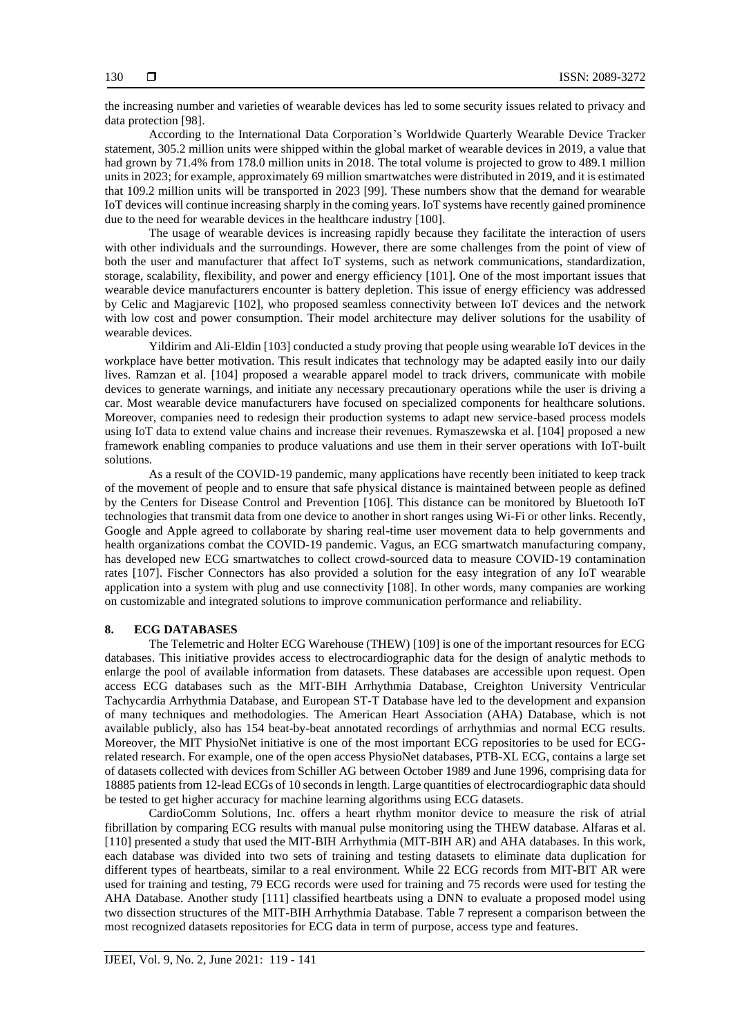the increasing number and varieties of wearable devices has led to some security issues related to privacy and data protection [98].

According to the International Data Corporation's Worldwide Quarterly Wearable Device Tracker statement, 305.2 million units were shipped within the global market of wearable devices in 2019, a value that had grown by 71.4% from 178.0 million units in 2018. The total volume is projected to grow to 489.1 million units in 2023; for example, approximately 69 million smartwatches were distributed in 2019, and it is estimated that 109.2 million units will be transported in 2023 [99]. These numbers show that the demand for wearable IoT devices will continue increasing sharply in the coming years. IoT systems have recently gained prominence due to the need for wearable devices in the healthcare industry [100].

The usage of wearable devices is increasing rapidly because they facilitate the interaction of users with other individuals and the surroundings. However, there are some challenges from the point of view of both the user and manufacturer that affect IoT systems, such as network communications, standardization, storage, scalability, flexibility, and power and energy efficiency [101]. One of the most important issues that wearable device manufacturers encounter is battery depletion. This issue of energy efficiency was addressed by Celic and Magjarevic [102], who proposed seamless connectivity between IoT devices and the network with low cost and power consumption. Their model architecture may deliver solutions for the usability of wearable devices.

Yildirim and Ali-Eldin [103] conducted a study proving that people using wearable IoT devices in the workplace have better motivation. This result indicates that technology may be adapted easily into our daily lives. Ramzan et al. [104] proposed a wearable apparel model to track drivers, communicate with mobile devices to generate warnings, and initiate any necessary precautionary operations while the user is driving a car. Most wearable device manufacturers have focused on specialized components for healthcare solutions. Moreover, companies need to redesign their production systems to adapt new service-based process models using IoT data to extend value chains and increase their revenues. Rymaszewska et al. [104] proposed a new framework enabling companies to produce valuations and use them in their server operations with IoT-built solutions.

As a result of the COVID-19 pandemic, many applications have recently been initiated to keep track of the movement of people and to ensure that safe physical distance is maintained between people as defined by the Centers for Disease Control and Prevention [106]. This distance can be monitored by Bluetooth IoT technologies that transmit data from one device to another in short ranges using Wi-Fi or other links. Recently, Google and Apple agreed to collaborate by sharing real-time user movement data to help governments and health organizations combat the COVID-19 pandemic. Vagus, an ECG smartwatch manufacturing company, has developed new ECG smartwatches to collect crowd-sourced data to measure COVID-19 contamination rates [107]. Fischer Connectors has also provided a solution for the easy integration of any IoT wearable application into a system with plug and use connectivity [108]. In other words, many companies are working on customizable and integrated solutions to improve communication performance and reliability.

## 8. ECG DATABASES

The Telemetric and Holter ECG Warehouse (THEW) [109] is one of the important resources for ECG databases. This initiative provides access to electrocardiographic data for the design of analytic methods to enlarge the pool of available information from datasets. These databases are accessible upon request. Open access ECG databases such as the MIT-BIH Arrhythmia Database, Creighton University Ventricular Tachycardia Arrhythmia Database, and European ST-T Database have led to the development and expansion of many techniques and methodologies. The American Heart Association (AHA) Database, which is not available publicly, also has 154 beat-by-beat annotated recordings of arrhythmias and normal ECG results. Moreover, the MIT PhysioNet initiative is one of the most important ECG repositories to be used for ECG-related research. For example, one of the open access PhysioNet databases, PTB-XL ECG, contains a large set of datasets collected with devices from Schiller AG between October 1989 and June 1996, comprising data for 18885 patients from 12-lead ECGs of 10 seconds in length. Large quantities of electrocardiographic data should be tested to get higher accuracy for machine learning algorithms using ECG datasets.

CardioComm Solutions, Inc. offers a heart rhythm monitor device to measure the risk of atrial fibrillation by comparing ECG results with manual pulse monitoring using the THEW database. Alfaras et al. [110] presented a study that used the MIT-BIH Arrhythmia (MIT-BIH AR) and AHA databases. In this work, each database was divided into two sets of training and testing datasets to eliminate data duplication for different types of heartbeats, similar to a real environment. While 22 ECG records from MIT-BIT AR were used for training and testing, 79 ECG records were used for training and 75 records were used for testing the AHA Database. Another study [111] classified heartbeats using a DNN to evaluate a proposed model using two dissection structures of the MIT-BIH Arrhythmia Database. Table 7 represent a comparison between the most recognized datasets repositories for ECG data in term of purpose, access type and features.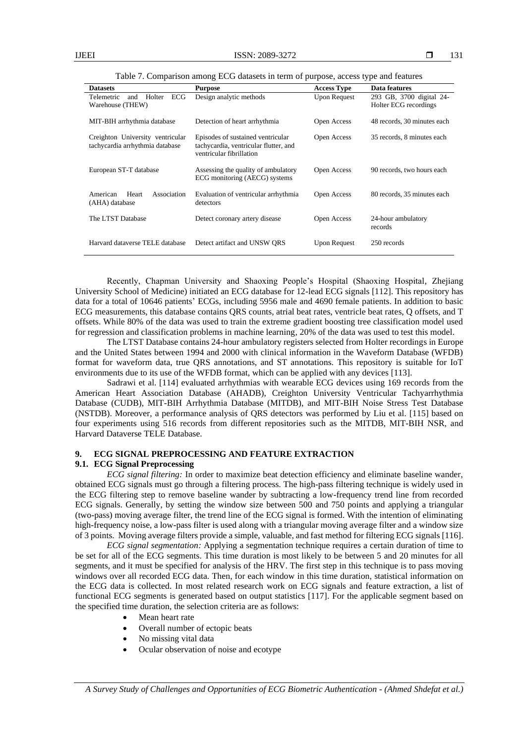Table 7. Comparison among ECG datasets in term of purpose, access type and features

| Datasets | Purpose | Access Type | Data features |
|---|---|---|---|
| Telemetric and Holter ECG Warehouse (THEW) | Design analytic methods | Upon Request | 293 GB, 3700 digital 24-Holter ECG recordings |
| MIT-BIH arrhythmia database | Detection of heart arrhythmia | Open Access | 48 records, 30 minutes each |
| Creighton University ventricular tachycardia arrhythmia database | Episodes of sustained ventricular tachycardia, ventricular flutter, and ventricular fibrillation | Open Access | 35 records, 8 minutes each |
| European ST-T database | Assessing the quality of ambulatory ECG monitoring (AECG) systems | Open Access | 90 records, two hours each |
| American Heart Association (AHA) database | Evaluation of ventricular arrhythmia detectors | Open Access | 80 records, 35 minutes each |
| The LTST Database | Detect coronary artery disease | Open Access | 24-hour ambulatory records |
| Harvard dataverse TELE database | Detect artifact and UNSW QRS | Upon Request | 250 records |

Recently, Chapman University and Shaoxing People's Hospital (Shaoxing Hospital, Zhejiang University School of Medicine) initiated an ECG database for 12-lead ECG signals [112]. This repository has data for a total of 10646 patients' ECGs, including 5956 male and 4690 female patients. In addition to basic ECG measurements, this database contains QRS counts, atrial beat rates, ventricle beat rates, Q offsets, and T offsets. While 80% of the data was used to train the extreme gradient boosting tree classification model used for regression and classification problems in machine learning, 20% of the data was used to test this model.

The LTST Database contains 24-hour ambulatory registers selected from Holter recordings in Europe and the United States between 1994 and 2000 with clinical information in the Waveform Database (WFDB) format for waveform data, true QRS annotations, and ST annotations. This repository is suitable for IoT environments due to its use of the WFDB format, which can be applied with any devices [113].

Sadrawi et al. [114] evaluated arrhythmias with wearable ECG devices using 169 records from the American Heart Association Database (AHADB), Creighton University Ventricular Tachyarrhythmia Database (CUDB), MIT-BIH Arrhythmia Database (MITDB), and MIT-BIH Noise Stress Test Database (NSTDB). Moreover, a performance analysis of QRS detectors was performed by Liu et al. [115] based on four experiments using 516 records from different repositories such as the MITDB, MIT-BIH NSR, and Harvard Dataverse TELE Database.

## 9. ECG SIGNAL PREPROCESSING AND FEATURE EXTRACTION

### 9.1. ECG Signal Preprocessing

*ECG signal filtering:* In order to maximize beat detection efficiency and eliminate baseline wander, obtained ECG signals must go through a filtering process. The high-pass filtering technique is widely used in the ECG filtering step to remove baseline wander by subtracting a low-frequency trend line from recorded ECG signals. Generally, by setting the window size between 500 and 750 points and applying a triangular (two-pass) moving average filter, the trend line of the ECG signal is formed. With the intention of eliminating high-frequency noise, a low-pass filter is used along with a triangular moving average filter and a window size of 3 points. Moving average filters provide a simple, valuable, and fast method for filtering ECG signals [116].

*ECG signal segmentation:* Applying a segmentation technique requires a certain duration of time to be set for all of the ECG segments. This time duration is most likely to be between 5 and 20 minutes for all segments, and it must be specified for analysis of the HRV. The first step in this technique is to pass moving windows over all recorded ECG data. Then, for each window in this time duration, statistical information on the ECG data is collected. In most related research work on ECG signals and feature extraction, a list of functional ECG segments is generated based on output statistics [117]. For the applicable segment based on the specified time duration, the selection criteria are as follows:

- Mean heart rate
- Overall number of ectopic beats
- No missing vital data
- Ocular observation of noise and ecotype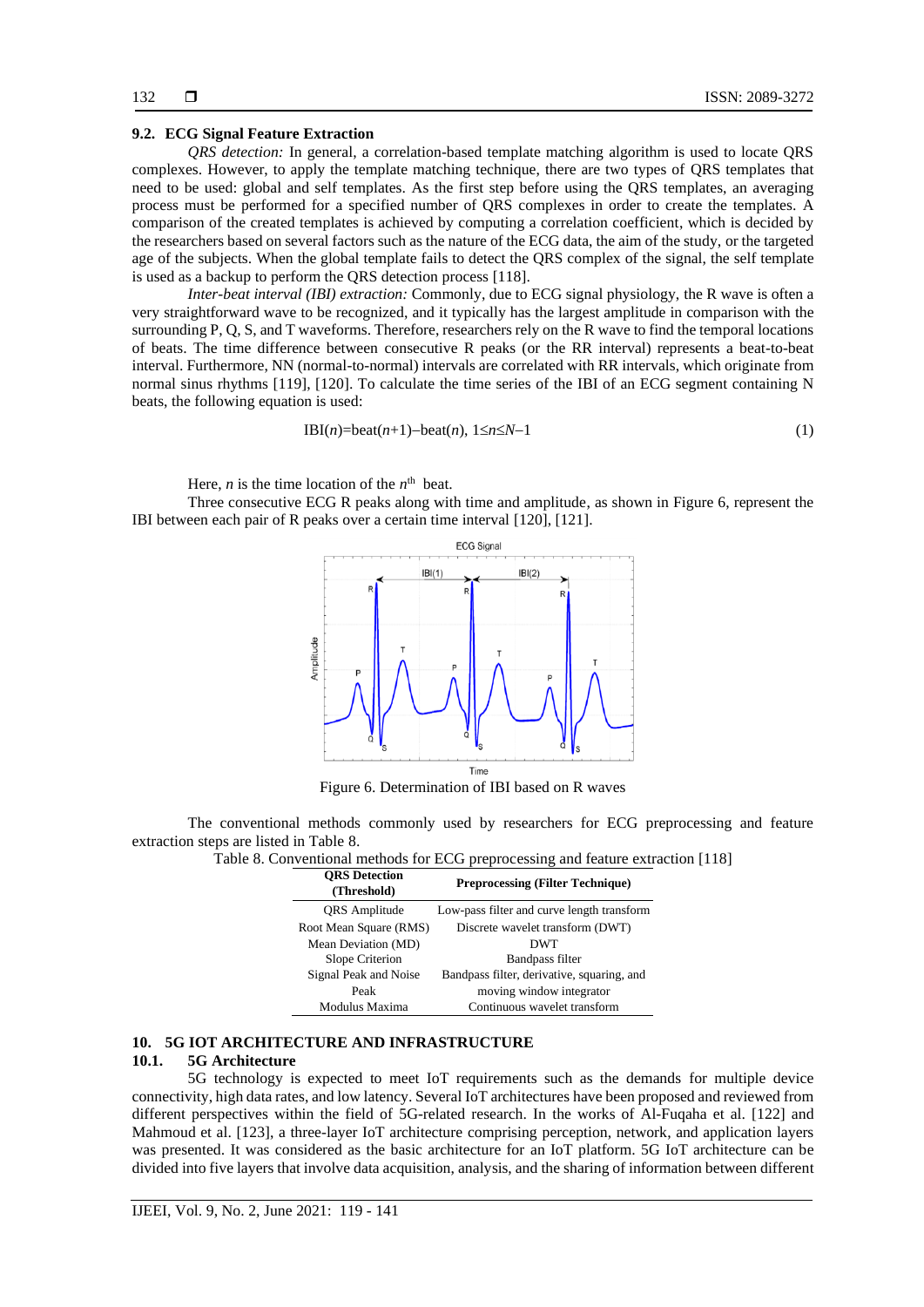### 9.2. ECG Signal Feature Extraction

*QRS detection:* In general, a correlation-based template matching algorithm is used to locate QRS complexes. However, to apply the template matching technique, there are two types of QRS templates that need to be used: global and self templates. As the first step before using the QRS templates, an averaging process must be performed for a specified number of QRS complexes in order to create the templates. A comparison of the created templates is achieved by computing a correlation coefficient, which is decided by the researchers based on several factors such as the nature of the ECG data, the aim of the study, or the targeted age of the subjects. When the global template fails to detect the QRS complex of the signal, the self template is used as a backup to perform the QRS detection process [118].

*Inter-beat interval (IBI) extraction:* Commonly, due to ECG signal physiology, the R wave is often a very straightforward wave to be recognized, and it typically has the largest amplitude in comparison with the surrounding P, Q, S, and T waveforms. Therefore, researchers rely on the R wave to find the temporal locations of beats. The time difference between consecutive R peaks (or the RR interval) represents a beat-to-beat interval. Furthermore, NN (normal-to-normal) intervals are correlated with RR intervals, which originate from normal sinus rhythms [119], [120]. To calculate the time series of the IBI of an ECG segment containing N beats, the following equation is used:

$$\text{IBI}(n)=\text{beat}(n+1)-\text{beat}(n),\ 1\leq n\leq N-1 \quad (1)$$

Here, $n$ is the time location of the $n^{\text{th}}$ beat.

Three consecutive ECG R peaks along with time and amplitude, as shown in Figure 6, represent the IBI between each pair of R peaks over a certain time interval [120], [121].

Figure 6. Determination of IBI based on R waves

The conventional methods commonly used by researchers for ECG preprocessing and feature extraction steps are listed in Table 8.

Table 8. Conventional methods for ECG preprocessing and feature extraction [118]

| QRS Detection (Threshold) | Preprocessing (Filter Technique) |
|---|---|
| QRS Amplitude | Low-pass filter and curve length transform |
| Root Mean Square (RMS) | Discrete wavelet transform (DWT) |
| Mean Deviation (MD) | DWT |
| Slope Criterion | Bandpass filter |
| Signal Peak and Noise Peak | Bandpass filter, derivative, squaring, and moving window integrator |
| Modulus Maxima | Continuous wavelet transform |

## 10. 5G IOT ARCHITECTURE AND INFRASTRUCTURE

### 10.1. 5G Architecture

5G technology is expected to meet IoT requirements such as the demands for multiple device connectivity, high data rates, and low latency. Several IoT architectures have been proposed and reviewed from different perspectives within the field of 5G-related research. In the works of Al-Fuqaha et al. [122] and Mahmoud et al. [123], a three-layer IoT architecture comprising perception, network, and application layers was presented. It was considered as the basic architecture for an IoT platform. 5G IoT architecture can be divided into five layers that involve data acquisition, analysis, and the sharing of information between different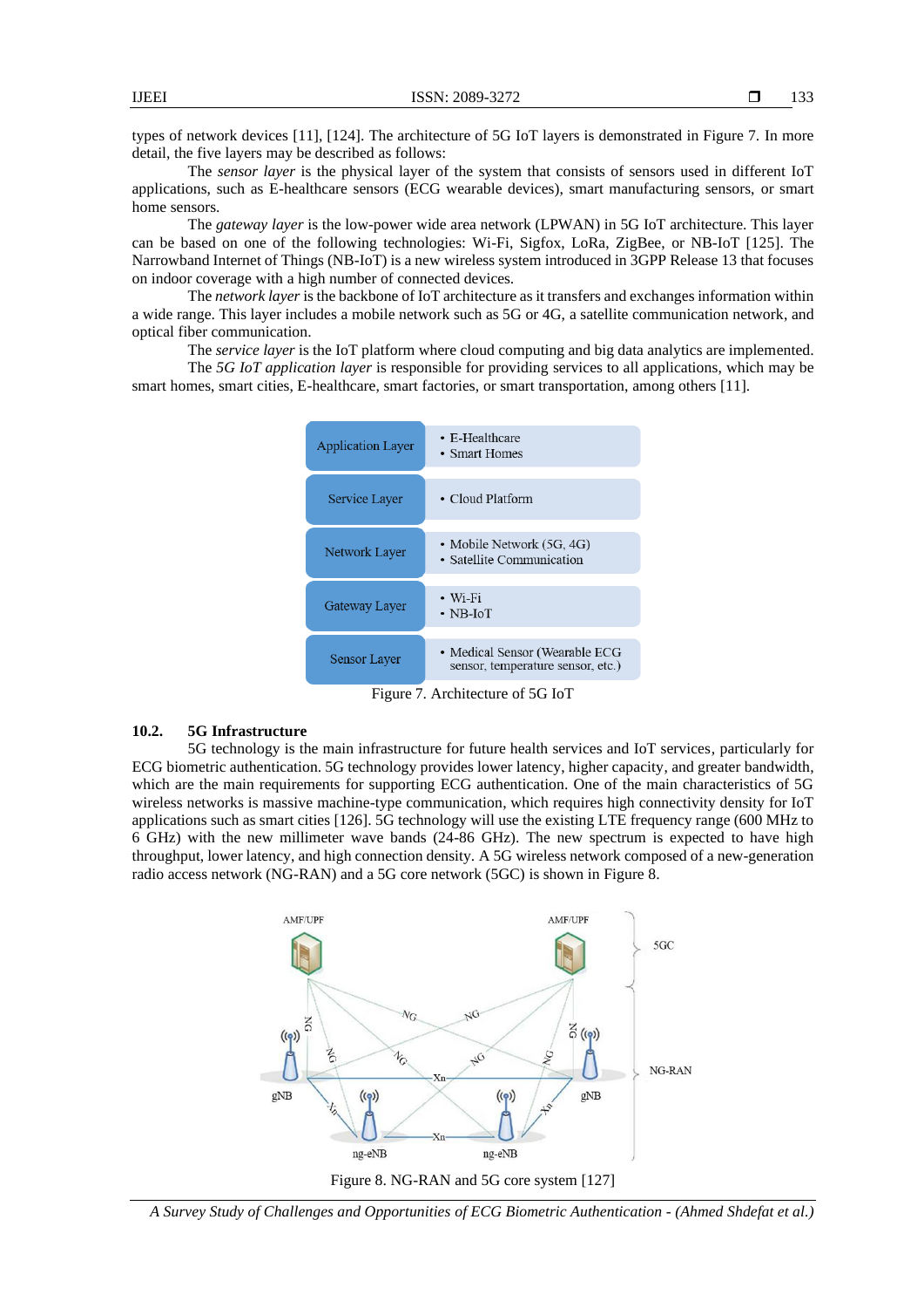types of network devices [11], [124]. The architecture of 5G IoT layers is demonstrated in Figure 7. In more detail, the five layers may be described as follows:

The *sensor layer* is the physical layer of the system that consists of sensors used in different IoT applications, such as E-healthcare sensors (ECG wearable devices), smart manufacturing sensors, or smart home sensors.

The *gateway layer* is the low-power wide area network (LPWAN) in 5G IoT architecture. This layer can be based on one of the following technologies: Wi-Fi, Sigfox, LoRa, ZigBee, or NB-IoT [125]. The Narrowband Internet of Things (NB-IoT) is a new wireless system introduced in 3GPP Release 13 that focuses on indoor coverage with a high number of connected devices.

The *network layer* is the backbone of IoT architecture as it transfers and exchanges information within a wide range. This layer includes a mobile network such as 5G or 4G, a satellite communication network, and optical fiber communication.

The *service layer* is the IoT platform where cloud computing and big data analytics are implemented.

The *5G IoT application layer* is responsible for providing services to all applications, which may be smart homes, smart cities, E-healthcare, smart factories, or smart transportation, among others [11].

| Layer | Examples |
| --- | --- |
| Application Layer | • E-Healthcare<br>• Smart Homes |
| Service Layer | • Cloud Platform |
| Network Layer | • Mobile Network (5G, 4G)<br>• Satellite Communication |
| Gateway Layer | • Wi-Fi<br>• NB-IoT |
| Sensor Layer | • Medical Sensor (Wearable ECG sensor, temperature sensor, etc.) |

Figure 7. Architecture of 5G IoT

### 10.2. 5G Infrastructure

5G technology is the main infrastructure for future health services and IoT services, particularly for ECG biometric authentication. 5G technology provides lower latency, higher capacity, and greater bandwidth, which are the main requirements for supporting ECG authentication. One of the main characteristics of 5G wireless networks is massive machine-type communication, which requires high connectivity density for IoT applications such as smart cities [126]. 5G technology will use the existing LTE frequency range (600 MHz to 6 GHz) with the new millimeter wave bands (24-86 GHz). The new spectrum is expected to have high throughput, lower latency, and high connection density. A 5G wireless network composed of a new-generation radio access network (NG-RAN) and a 5G core network (5GC) is shown in Figure 8.

Figure 8. NG-RAN and 5G core system [127]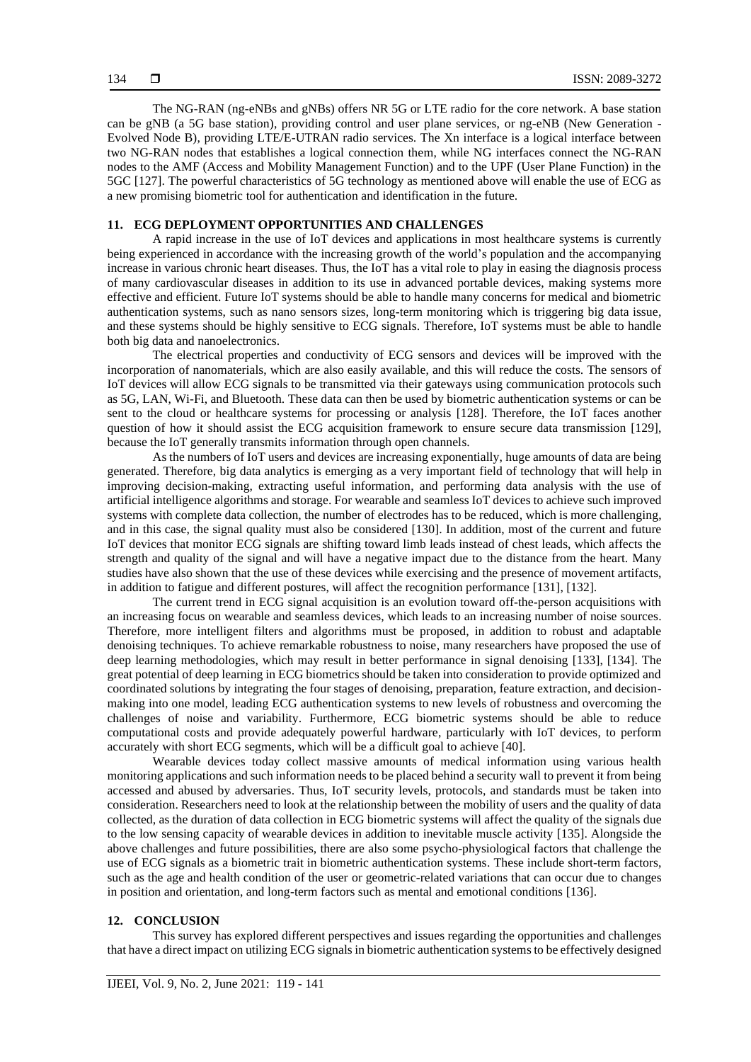The NG-RAN (ng-eNBs and gNBs) offers NR 5G or LTE radio for the core network. A base station can be gNB (a 5G base station), providing control and user plane services, or ng-eNB (New Generation - Evolved Node B), providing LTE/E-UTRAN radio services. The Xn interface is a logical interface between two NG-RAN nodes that establishes a logical connection them, while NG interfaces connect the NG-RAN nodes to the AMF (Access and Mobility Management Function) and to the UPF (User Plane Function) in the 5GC [127]. The powerful characteristics of 5G technology as mentioned above will enable the use of ECG as a new promising biometric tool for authentication and identification in the future.

## 11. ECG DEPLOYMENT OPPORTUNITIES AND CHALLENGES

A rapid increase in the use of IoT devices and applications in most healthcare systems is currently being experienced in accordance with the increasing growth of the world's population and the accompanying increase in various chronic heart diseases. Thus, the IoT has a vital role to play in easing the diagnosis process of many cardiovascular diseases in addition to its use in advanced portable devices, making systems more effective and efficient. Future IoT systems should be able to handle many concerns for medical and biometric authentication systems, such as nano sensors sizes, long-term monitoring which is triggering big data issue, and these systems should be highly sensitive to ECG signals. Therefore, IoT systems must be able to handle both big data and nanoelectronics.

The electrical properties and conductivity of ECG sensors and devices will be improved with the incorporation of nanomaterials, which are also easily available, and this will reduce the costs. The sensors of IoT devices will allow ECG signals to be transmitted via their gateways using communication protocols such as 5G, LAN, Wi-Fi, and Bluetooth. These data can then be used by biometric authentication systems or can be sent to the cloud or healthcare systems for processing or analysis [128]. Therefore, the IoT faces another question of how it should assist the ECG acquisition framework to ensure secure data transmission [129], because the IoT generally transmits information through open channels.

As the numbers of IoT users and devices are increasing exponentially, huge amounts of data are being generated. Therefore, big data analytics is emerging as a very important field of technology that will help in improving decision-making, extracting useful information, and performing data analysis with the use of artificial intelligence algorithms and storage. For wearable and seamless IoT devices to achieve such improved systems with complete data collection, the number of electrodes has to be reduced, which is more challenging, and in this case, the signal quality must also be considered [130]. In addition, most of the current and future IoT devices that monitor ECG signals are shifting toward limb leads instead of chest leads, which affects the strength and quality of the signal and will have a negative impact due to the distance from the heart. Many studies have also shown that the use of these devices while exercising and the presence of movement artifacts, in addition to fatigue and different postures, will affect the recognition performance [131], [132].

The current trend in ECG signal acquisition is an evolution toward off-the-person acquisitions with an increasing focus on wearable and seamless devices, which leads to an increasing number of noise sources. Therefore, more intelligent filters and algorithms must be proposed, in addition to robust and adaptable denoising techniques. To achieve remarkable robustness to noise, many researchers have proposed the use of deep learning methodologies, which may result in better performance in signal denoising [133], [134]. The great potential of deep learning in ECG biometrics should be taken into consideration to provide optimized and coordinated solutions by integrating the four stages of denoising, preparation, feature extraction, and decision-making into one model, leading ECG authentication systems to new levels of robustness and overcoming the challenges of noise and variability. Furthermore, ECG biometric systems should be able to reduce computational costs and provide adequately powerful hardware, particularly with IoT devices, to perform accurately with short ECG segments, which will be a difficult goal to achieve [40].

Wearable devices today collect massive amounts of medical information using various health monitoring applications and such information needs to be placed behind a security wall to prevent it from being accessed and abused by adversaries. Thus, IoT security levels, protocols, and standards must be taken into consideration. Researchers need to look at the relationship between the mobility of users and the quality of data collected, as the duration of data collection in ECG biometric systems will affect the quality of the signals due to the low sensing capacity of wearable devices in addition to inevitable muscle activity [135]. Alongside the above challenges and future possibilities, there are also some psycho-physiological factors that challenge the use of ECG signals as a biometric trait in biometric authentication systems. These include short-term factors, such as the age and health condition of the user or geometric-related variations that can occur due to changes in position and orientation, and long-term factors such as mental and emotional conditions [136].

## 12. CONCLUSION

This survey has explored different perspectives and issues regarding the opportunities and challenges that have a direct impact on utilizing ECG signals in biometric authentication systems to be effectively designed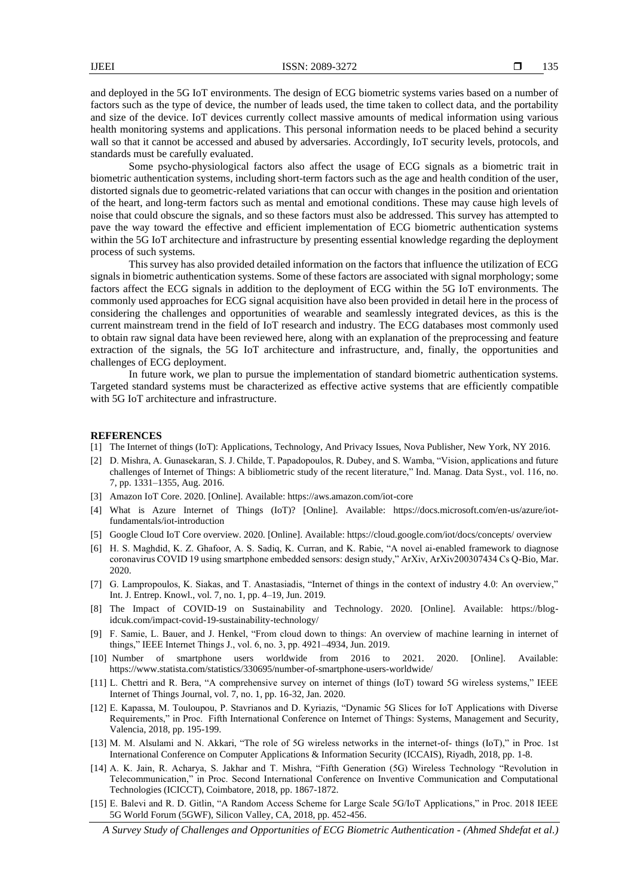and deployed in the 5G IoT environments. The design of ECG biometric systems varies based on a number of factors such as the type of device, the number of leads used, the time taken to collect data, and the portability and size of the device. IoT devices currently collect massive amounts of medical information using various health monitoring systems and applications. This personal information needs to be placed behind a security wall so that it cannot be accessed and abused by adversaries. Accordingly, IoT security levels, protocols, and standards must be carefully evaluated.

Some psycho-physiological factors also affect the usage of ECG signals as a biometric trait in biometric authentication systems, including short-term factors such as the age and health condition of the user, distorted signals due to geometric-related variations that can occur with changes in the position and orientation of the heart, and long-term factors such as mental and emotional conditions. These may cause high levels of noise that could obscure the signals, and so these factors must also be addressed. This survey has attempted to pave the way toward the effective and efficient implementation of ECG biometric authentication systems within the 5G IoT architecture and infrastructure by presenting essential knowledge regarding the deployment process of such systems.

This survey has also provided detailed information on the factors that influence the utilization of ECG signals in biometric authentication systems. Some of these factors are associated with signal morphology; some factors affect the ECG signals in addition to the deployment of ECG within the 5G IoT environments. The commonly used approaches for ECG signal acquisition have also been provided in detail here in the process of considering the challenges and opportunities of wearable and seamlessly integrated devices, as this is the current mainstream trend in the field of IoT research and industry. The ECG databases most commonly used to obtain raw signal data have been reviewed here, along with an explanation of the preprocessing and feature extraction of the signals, the 5G IoT architecture and infrastructure, and, finally, the opportunities and challenges of ECG deployment.

In future work, we plan to pursue the implementation of standard biometric authentication systems. Targeted standard systems must be characterized as effective active systems that are efficiently compatible with 5G IoT architecture and infrastructure.

## REFERENCES

[1] The Internet of things (IoT): Applications, Technology, And Privacy Issues, Nova Publisher, New York, NY 2016.

[2] D. Mishra, A. Gunasekaran, S. J. Childe, T. Papadopoulos, R. Dubey, and S. Wamba, "Vision, applications and future challenges of Internet of Things: A bibliometric study of the recent literature," Ind. Manag. Data Syst., vol. 116, no. 7, pp. 1331–1355, Aug. 2016.

[3] Amazon IoT Core. 2020. [Online]. Available: https://aws.amazon.com/iot-core

[4] What is Azure Internet of Things (IoT)? [Online]. Available: https://docs.microsoft.com/en-us/azure/iot-fundamentals/iot-introduction

[5] Google Cloud IoT Core overview. 2020. [Online]. Available: https://cloud.google.com/iot/docs/concepts/ overview

[6] H. S. Maghdid, K. Z. Ghafoor, A. S. Sadiq, K. Curran, and K. Rabie, "A novel ai-enabled framework to diagnose coronavirus COVID 19 using smartphone embedded sensors: design study," ArXiv, ArXiv200307434 Cs Q-Bio, Mar. 2020.

[7] G. Lampropoulos, K. Siakas, and T. Anastasiadis, "Internet of things in the context of industry 4.0: An overview," Int. J. Entrep. Knowl., vol. 7, no. 1, pp. 4–19, Jun. 2019.

[8] The Impact of COVID-19 on Sustainability and Technology. 2020. [Online]. Available: https://blog-idcuk.com/impact-covid-19-sustainability-technology/

[9] F. Samie, L. Bauer, and J. Henkel, "From cloud down to things: An overview of machine learning in internet of things," IEEE Internet Things J., vol. 6, no. 3, pp. 4921–4934, Jun. 2019.

[10] Number of smartphone users worldwide from 2016 to 2021. 2020. [Online]. Available: https://www.statista.com/statistics/330695/number-of-smartphone-users-worldwide/

[11] L. Chettri and R. Bera, "A comprehensive survey on internet of things (IoT) toward 5G wireless systems," IEEE Internet of Things Journal, vol. 7, no. 1, pp. 16-32, Jan. 2020.

[12] E. Kapassa, M. Touloupou, P. Stavrianos and D. Kyriazis, "Dynamic 5G Slices for IoT Applications with Diverse Requirements," in Proc. Fifth International Conference on Internet of Things: Systems, Management and Security, Valencia, 2018, pp. 195-199.

[13] M. M. Alsulami and N. Akkari, "The role of 5G wireless networks in the internet-of- things (IoT)," in Proc. 1st International Conference on Computer Applications & Information Security (ICCAIS), Riyadh, 2018, pp. 1-8.

[14] A. K. Jain, R. Acharya, S. Jakhar and T. Mishra, "Fifth Generation (5G) Wireless Technology "Revolution in Telecommunication," in Proc. Second International Conference on Inventive Communication and Computational Technologies (ICICCT), Coimbatore, 2018, pp. 1867-1872.

[15] E. Balevi and R. D. Gitlin, "A Random Access Scheme for Large Scale 5G/IoT Applications," in Proc. 2018 IEEE 5G World Forum (5GWF), Silicon Valley, CA, 2018, pp. 452-456.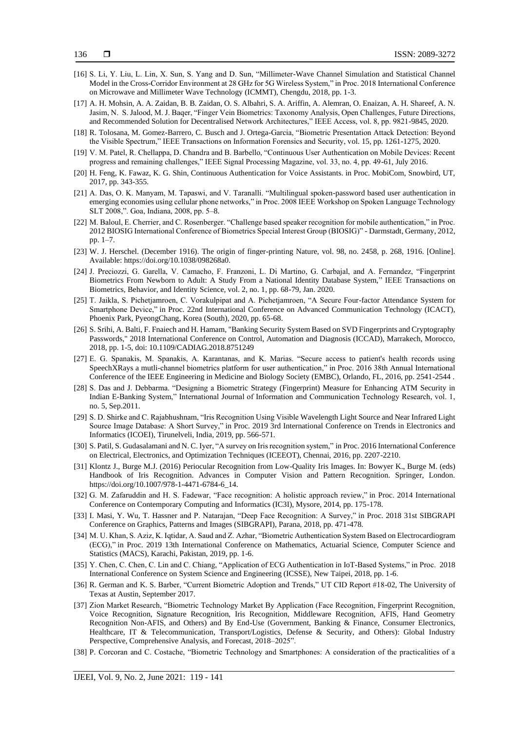[16] S. Li, Y. Liu, L. Lin, X. Sun, S. Yang and D. Sun, "Millimeter-Wave Channel Simulation and Statistical Channel Model in the Cross-Corridor Environment at 28 GHz for 5G Wireless System," in Proc. 2018 International Conference on Microwave and Millimeter Wave Technology (ICMMT), Chengdu, 2018, pp. 1-3.

[17] A. H. Mohsin, A. A. Zaidan, B. B. Zaidan, O. S. Albahri, S. A. Ariffin, A. Alemran, O. Enaizan, A. H. Shareef, A. N. Jasim, N. S. Jalood, M. J. Baqer, "Finger Vein Biometrics: Taxonomy Analysis, Open Challenges, Future Directions, and Recommended Solution for Decentralised Network Architectures," IEEE Access, vol. 8, pp. 9821-9845, 2020.

[18] R. Tolosana, M. Gomez-Barrero, C. Busch and J. Ortega-Garcia, "Biometric Presentation Attack Detection: Beyond the Visible Spectrum," IEEE Transactions on Information Forensics and Security, vol. 15, pp. 1261-1275, 2020.

[19] V. M. Patel, R. Chellappa, D. Chandra and B. Barbello, "Continuous User Authentication on Mobile Devices: Recent progress and remaining challenges," IEEE Signal Processing Magazine, vol. 33, no. 4, pp. 49-61, July 2016.

[20] H. Feng, K. Fawaz, K. G. Shin, Continuous Authentication for Voice Assistants. in Proc. MobiCom, Snowbird, UT, 2017, pp. 343-355.

[21] A. Das, O. K. Manyam, M. Tapaswi, and V. Taranalli. "Multilingual spoken-password based user authentication in emerging economies using cellular phone networks," in Proc. 2008 IEEE Workshop on Spoken Language Technology SLT 2008,". Goa, Indiana, 2008, pp. 5–8.

[22] M. Baloul, E. Cherrier, and C. Rosenberger. "Challenge based speaker recognition for mobile authentication," in Proc. 2012 BIOSIG International Conference of Biometrics Special Interest Group (BIOSIG)" - Darmstadt, Germany, 2012, pp. 1–7.

[23] W. J. Herschel. (December 1916). The origin of finger-printing Nature, vol. 98, no. 2458, p. 268, 1916. [Online]. Available: https://doi.org/10.1038/098268a0.

[24] J. Preciozzi, G. Garella, V. Camacho, F. Franzoni, L. Di Martino, G. Carbajal, and A. Fernandez, "Fingerprint Biometrics From Newborn to Adult: A Study From a National Identity Database System," IEEE Transactions on Biometrics, Behavior, and Identity Science, vol. 2, no. 1, pp. 68-79, Jan. 2020.

[25] T. Jaikla, S. Pichetjamroen, C. Vorakulpipat and A. Pichetjamroen, "A Secure Four-factor Attendance System for Smartphone Device," in Proc. 22nd International Conference on Advanced Communication Technology (ICACT), Phoenix Park, PyeongChang, Korea (South), 2020, pp. 65-68.

[26] S. Srihi, A. Balti, F. Fnaiech and H. Hamam, "Banking Security System Based on SVD Fingerprints and Cryptography Passwords," 2018 International Conference on Control, Automation and Diagnosis (ICCAD), Marrakech, Morocco, 2018, pp. 1-5, doi: 10.1109/CADIAG.2018.8751249

[27] E. G. Spanakis, M. Spanakis, A. Karantanas, and K. Marias. "Secure access to patient's health records using SpeechXRays a mutli-channel biometrics platform for user authentication," in Proc. 2016 38th Annual International Conference of the IEEE Engineering in Medicine and Biology Society (EMBC), Orlando, FL, 2016, pp. 2541-2544 .

[28] S. Das and J. Debbarma. "Designing a Biometric Strategy (Fingerprint) Measure for Enhancing ATM Security in Indian E-Banking System," International Journal of Information and Communication Technology Research, vol. 1, no. 5, Sep.2011.

[29] S. D. Shirke and C. Rajabhushnam, "Iris Recognition Using Visible Wavelength Light Source and Near Infrared Light Source Image Database: A Short Survey," in Proc. 2019 3rd International Conference on Trends in Electronics and Informatics (ICOEI), Tirunelveli, India, 2019, pp. 566-571.

[30] S. Patil, S. Gudasalamani and N. C. Iyer, "A survey on Iris recognition system," in Proc. 2016 International Conference on Electrical, Electronics, and Optimization Techniques (ICEEOT), Chennai, 2016, pp. 2207-2210.

[31] Klontz J., Burge M.J. (2016) Periocular Recognition from Low-Quality Iris Images. In: Bowyer K., Burge M. (eds) Handbook of Iris Recognition. Advances in Computer Vision and Pattern Recognition. Springer, London. https://doi.org/10.1007/978-1-4471-6784-6_14.

[32] G. M. Zafaruddin and H. S. Fadewar, "Face recognition: A holistic approach review," in Proc. 2014 International Conference on Contemporary Computing and Informatics (IC3I), Mysore, 2014, pp. 175-178.

[33] I. Masi, Y. Wu, T. Hassner and P. Natarajan, "Deep Face Recognition: A Survey," in Proc. 2018 31st SIBGRAPI Conference on Graphics, Patterns and Images (SIBGRAPI), Parana, 2018, pp. 471-478.

[34] M. U. Khan, S. Aziz, K. Iqtidar, A. Saud and Z. Azhar, "Biometric Authentication System Based on Electrocardiogram (ECG)," in Proc. 2019 13th International Conference on Mathematics, Actuarial Science, Computer Science and Statistics (MACS), Karachi, Pakistan, 2019, pp. 1-6.

[35] Y. Chen, C. Chen, C. Lin and C. Chiang, "Application of ECG Authentication in IoT-Based Systems," in Proc. 2018 International Conference on System Science and Engineering (ICSSE), New Taipei, 2018, pp. 1-6.

[36] R. German and K. S. Barber, "Current Biometric Adoption and Trends," UT CID Report #18-02, The University of Texas at Austin, September 2017.

[37] Zion Market Research, "Biometric Technology Market By Application (Face Recognition, Fingerprint Recognition, Voice Recognition, Signature Recognition, Iris Recognition, Middleware Recognition, AFIS, Hand Geometry Recognition Non-AFIS, and Others) and By End-Use (Government, Banking & Finance, Consumer Electronics, Healthcare, IT & Telecommunication, Transport/Logistics, Defense & Security, and Others): Global Industry Perspective, Comprehensive Analysis, and Forecast, 2018–2025".

[38] P. Corcoran and C. Costache, "Biometric Technology and Smartphones: A consideration of the practicalities of a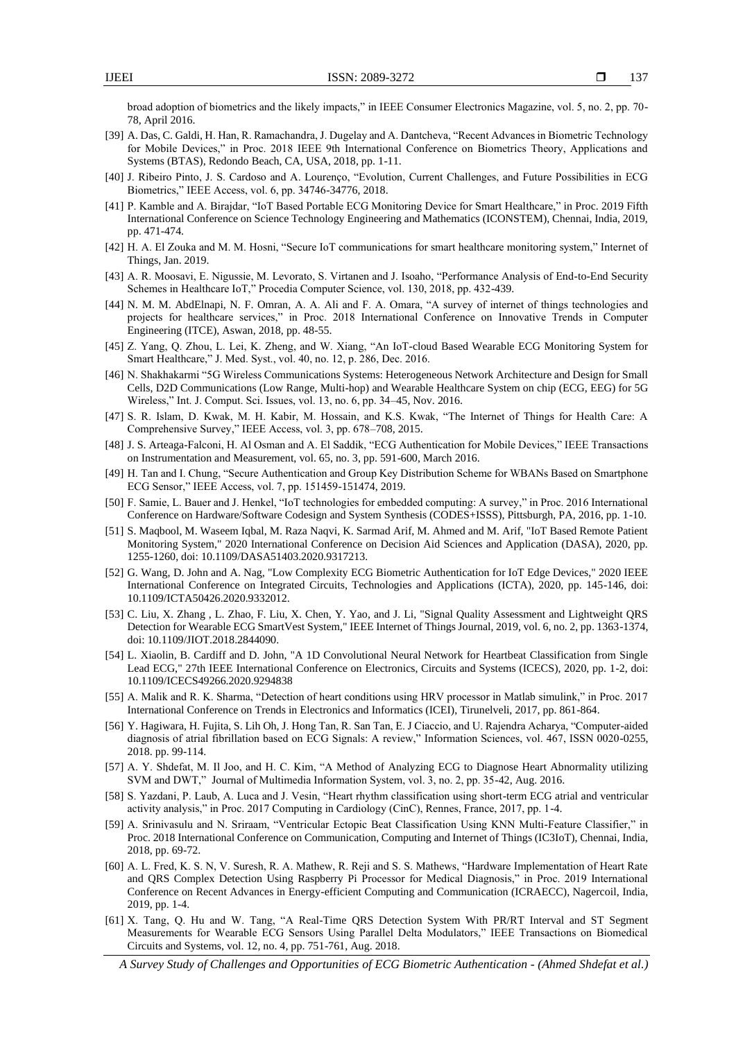broad adoption of biometrics and the likely impacts," in IEEE Consumer Electronics Magazine, vol. 5, no. 2, pp. 70-78, April 2016.

[39] A. Das, C. Galdi, H. Han, R. Ramachandra, J. Dugelay and A. Dantcheva, "Recent Advances in Biometric Technology for Mobile Devices," in Proc. 2018 IEEE 9th International Conference on Biometrics Theory, Applications and Systems (BTAS), Redondo Beach, CA, USA, 2018, pp. 1-11.

[40] J. Ribeiro Pinto, J. S. Cardoso and A. Lourenço, "Evolution, Current Challenges, and Future Possibilities in ECG Biometrics," IEEE Access, vol. 6, pp. 34746-34776, 2018.

[41] P. Kamble and A. Birajdar, "IoT Based Portable ECG Monitoring Device for Smart Healthcare," in Proc. 2019 Fifth International Conference on Science Technology Engineering and Mathematics (ICONSTEM), Chennai, India, 2019, pp. 471-474.

[42] H. A. El Zouka and M. M. Hosni, "Secure IoT communications for smart healthcare monitoring system," Internet of Things, Jan. 2019.

[43] A. R. Moosavi, E. Nigussie, M. Levorato, S. Virtanen and J. Isoaho, "Performance Analysis of End-to-End Security Schemes in Healthcare IoT," Procedia Computer Science, vol. 130, 2018, pp. 432-439.

[44] N. M. M. AbdElnapi, N. F. Omran, A. A. Ali and F. A. Omara, "A survey of internet of things technologies and projects for healthcare services," in Proc. 2018 International Conference on Innovative Trends in Computer Engineering (ITCE), Aswan, 2018, pp. 48-55.

[45] Z. Yang, Q. Zhou, L. Lei, K. Zheng, and W. Xiang, "An IoT-cloud Based Wearable ECG Monitoring System for Smart Healthcare," J. Med. Syst., vol. 40, no. 12, p. 286, Dec. 2016.

[46] N. Shakhakarmi "5G Wireless Communications Systems: Heterogeneous Network Architecture and Design for Small Cells, D2D Communications (Low Range, Multi-hop) and Wearable Healthcare System on chip (ECG, EEG) for 5G Wireless," Int. J. Comput. Sci. Issues, vol. 13, no. 6, pp. 34–45, Nov. 2016.

[47] S. R. Islam, D. Kwak, M. H. Kabir, M. Hossain, and K.S. Kwak, "The Internet of Things for Health Care: A Comprehensive Survey," IEEE Access, vol. 3, pp. 678–708, 2015.

[48] J. S. Arteaga-Falconi, H. Al Osman and A. El Saddik, "ECG Authentication for Mobile Devices," IEEE Transactions on Instrumentation and Measurement, vol. 65, no. 3, pp. 591-600, March 2016.

[49] H. Tan and I. Chung, "Secure Authentication and Group Key Distribution Scheme for WBANs Based on Smartphone ECG Sensor," IEEE Access, vol. 7, pp. 151459-151474, 2019.

[50] F. Samie, L. Bauer and J. Henkel, "IoT technologies for embedded computing: A survey," in Proc. 2016 International Conference on Hardware/Software Codesign and System Synthesis (CODES+ISSS), Pittsburgh, PA, 2016, pp. 1-10.

[51] S. Maqbool, M. Waseem Iqbal, M. Raza Naqvi, K. Sarmad Arif, M. Ahmed and M. Arif, "IoT Based Remote Patient Monitoring System," 2020 International Conference on Decision Aid Sciences and Application (DASA), 2020, pp. 1255-1260, doi: 10.1109/DASA51403.2020.9317213.

[52] G. Wang, D. John and A. Nag, "Low Complexity ECG Biometric Authentication for IoT Edge Devices," 2020 IEEE International Conference on Integrated Circuits, Technologies and Applications (ICTA), 2020, pp. 145-146, doi: 10.1109/ICTA50426.2020.9332012.

[53] C. Liu, X. Zhang , L. Zhao, F. Liu, X. Chen, Y. Yao, and J. Li, "Signal Quality Assessment and Lightweight QRS Detection for Wearable ECG SmartVest System," IEEE Internet of Things Journal, 2019, vol. 6, no. 2, pp. 1363-1374, doi: 10.1109/JIOT.2018.2844090.

[54] L. Xiaolin, B. Cardiff and D. John, "A 1D Convolutional Neural Network for Heartbeat Classification from Single Lead ECG," 27th IEEE International Conference on Electronics, Circuits and Systems (ICECS), 2020, pp. 1-2, doi: 10.1109/ICECS49266.2020.9294838

[55] A. Malik and R. K. Sharma, "Detection of heart conditions using HRV processor in Matlab simulink," in Proc. 2017 International Conference on Trends in Electronics and Informatics (ICEI), Tirunelveli, 2017, pp. 861-864.

[56] Y. Hagiwara, H. Fujita, S. Lih Oh, J. Hong Tan, R. San Tan, E. J Ciaccio, and U. Rajendra Acharya, "Computer-aided diagnosis of atrial fibrillation based on ECG Signals: A review," Information Sciences, vol. 467, ISSN 0020-0255, 2018. pp. 99-114.

[57] A. Y. Shdefat, M. Il Joo, and H. C. Kim, "A Method of Analyzing ECG to Diagnose Heart Abnormality utilizing SVM and DWT," Journal of Multimedia Information System, vol. 3, no. 2, pp. 35-42, Aug. 2016.

[58] S. Yazdani, P. Laub, A. Luca and J. Vesin, "Heart rhythm classification using short-term ECG atrial and ventricular activity analysis," in Proc. 2017 Computing in Cardiology (CinC), Rennes, France, 2017, pp. 1-4.

[59] A. Srinivasulu and N. Sriraam, "Ventricular Ectopic Beat Classification Using KNN Multi-Feature Classifier," in Proc. 2018 International Conference on Communication, Computing and Internet of Things (IC3IoT), Chennai, India, 2018, pp. 69-72.

[60] A. L. Fred, K. S. N, V. Suresh, R. A. Mathew, R. Reji and S. S. Mathews, "Hardware Implementation of Heart Rate and QRS Complex Detection Using Raspberry Pi Processor for Medical Diagnosis," in Proc. 2019 International Conference on Recent Advances in Energy-efficient Computing and Communication (ICRAECC), Nagercoil, India, 2019, pp. 1-4.

[61] X. Tang, Q. Hu and W. Tang, "A Real-Time QRS Detection System With PR/RT Interval and ST Segment Measurements for Wearable ECG Sensors Using Parallel Delta Modulators," IEEE Transactions on Biomedical Circuits and Systems, vol. 12, no. 4, pp. 751-761, Aug. 2018.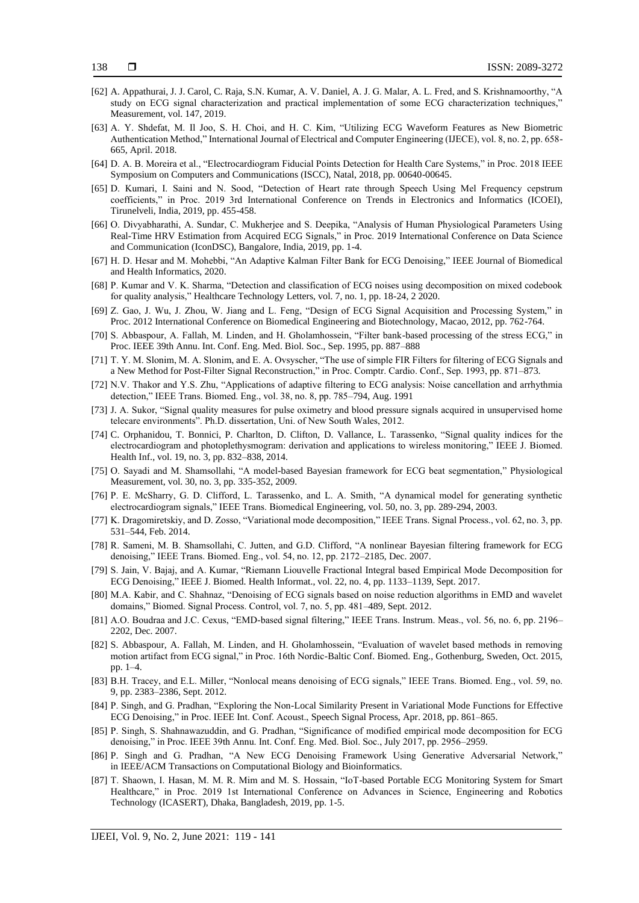[62] A. Appathurai, J. J. Carol, C. Raja, S.N. Kumar, A. V. Daniel, A. J. G. Malar, A. L. Fred, and S. Krishnamoorthy, "A study on ECG signal characterization and practical implementation of some ECG characterization techniques," Measurement, vol. 147, 2019.

[63] A. Y. Shdefat, M. Il Joo, S. H. Choi, and H. C. Kim, "Utilizing ECG Waveform Features as New Biometric Authentication Method," International Journal of Electrical and Computer Engineering (IJECE), vol. 8, no. 2, pp. 658-665, April. 2018.

[64] D. A. B. Moreira et al., "Electrocardiogram Fiducial Points Detection for Health Care Systems," in Proc. 2018 IEEE Symposium on Computers and Communications (ISCC), Natal, 2018, pp. 00640-00645.

[65] D. Kumari, I. Saini and N. Sood, "Detection of Heart rate through Speech Using Mel Frequency cepstrum coefficients," in Proc. 2019 3rd International Conference on Trends in Electronics and Informatics (ICOEI), Tirunelveli, India, 2019, pp. 455-458.

[66] O. Divyabharathi, A. Sundar, C. Mukherjee and S. Deepika, "Analysis of Human Physiological Parameters Using Real-Time HRV Estimation from Acquired ECG Signals," in Proc. 2019 International Conference on Data Science and Communication (IconDSC), Bangalore, India, 2019, pp. 1-4.

[67] H. D. Hesar and M. Mohebbi, "An Adaptive Kalman Filter Bank for ECG Denoising," IEEE Journal of Biomedical and Health Informatics, 2020.

[68] P. Kumar and V. K. Sharma, "Detection and classification of ECG noises using decomposition on mixed codebook for quality analysis," Healthcare Technology Letters, vol. 7, no. 1, pp. 18-24, 2 2020.

[69] Z. Gao, J. Wu, J. Zhou, W. Jiang and L. Feng, "Design of ECG Signal Acquisition and Processing System," in Proc. 2012 International Conference on Biomedical Engineering and Biotechnology, Macao, 2012, pp. 762-764.

[70] S. Abbaspour, A. Fallah, M. Linden, and H. Gholamhossein, "Filter bank-based processing of the stress ECG," in Proc. IEEE 39th Annu. Int. Conf. Eng. Med. Biol. Soc., Sep. 1995, pp. 887–888

[71] T. Y. M. Slonim, M. A. Slonim, and E. A. Ovsyscher, "The use of simple FIR Filters for filtering of ECG Signals and a New Method for Post-Filter Signal Reconstruction," in Proc. Comptr. Cardio. Conf., Sep. 1993, pp. 871–873.

[72] N.V. Thakor and Y.S. Zhu, "Applications of adaptive filtering to ECG analysis: Noise cancellation and arrhythmia detection," IEEE Trans. Biomed. Eng., vol. 38, no. 8, pp. 785–794, Aug. 1991

[73] J. A. Sukor, "Signal quality measures for pulse oximetry and blood pressure signals acquired in unsupervised home telecare environments". Ph.D. dissertation, Uni. of New South Wales, 2012.

[74] C. Orphanidou, T. Bonnici, P. Charlton, D. Clifton, D. Vallance, L. Tarassenko, "Signal quality indices for the electrocardiogram and photoplethysmogram: derivation and applications to wireless monitoring," IEEE J. Biomed. Health Inf., vol. 19, no. 3, pp. 832–838, 2014.

[75] O. Sayadi and M. Shamsollahi, "A model-based Bayesian framework for ECG beat segmentation," Physiological Measurement, vol. 30, no. 3, pp. 335-352, 2009.

[76] P. E. McSharry, G. D. Clifford, L. Tarassenko, and L. A. Smith, "A dynamical model for generating synthetic electrocardiogram signals," IEEE Trans. Biomedical Engineering, vol. 50, no. 3, pp. 289-294, 2003.

[77] K. Dragomiretskiy, and D. Zosso, "Variational mode decomposition," IEEE Trans. Signal Process., vol. 62, no. 3, pp. 531–544, Feb. 2014.

[78] R. Sameni, M. B. Shamsollahi, C. Jutten, and G.D. Clifford, "A nonlinear Bayesian filtering framework for ECG denoising," IEEE Trans. Biomed. Eng., vol. 54, no. 12, pp. 2172–2185, Dec. 2007.

[79] S. Jain, V. Bajaj, and A. Kumar, "Riemann Liouvelle Fractional Integral based Empirical Mode Decomposition for ECG Denoising," IEEE J. Biomed. Health Informat., vol. 22, no. 4, pp. 1133–1139, Sept. 2017.

[80] M.A. Kabir, and C. Shahnaz, "Denoising of ECG signals based on noise reduction algorithms in EMD and wavelet domains," Biomed. Signal Process. Control, vol. 7, no. 5, pp. 481–489, Sept. 2012.

[81] A.O. Boudraa and J.C. Cexus, "EMD-based signal filtering," IEEE Trans. Instrum. Meas., vol. 56, no. 6, pp. 2196–2202, Dec. 2007.

[82] S. Abbaspour, A. Fallah, M. Linden, and H. Gholamhossein, "Evaluation of wavelet based methods in removing motion artifact from ECG signal," in Proc. 16th Nordic-Baltic Conf. Biomed. Eng., Gothenburg, Sweden, Oct. 2015, pp. 1–4.

[83] B.H. Tracey, and E.L. Miller, "Nonlocal means denoising of ECG signals," IEEE Trans. Biomed. Eng., vol. 59, no. 9, pp. 2383–2386, Sept. 2012.

[84] P. Singh, and G. Pradhan, "Exploring the Non-Local Similarity Present in Variational Mode Functions for Effective ECG Denoising," in Proc. IEEE Int. Conf. Acoust., Speech Signal Process, Apr. 2018, pp. 861–865.

[85] P. Singh, S. Shahnawazuddin, and G. Pradhan, "Significance of modified empirical mode decomposition for ECG denoising," in Proc. IEEE 39th Annu. Int. Conf. Eng. Med. Biol. Soc., July 2017, pp. 2956–2959.

[86] P. Singh and G. Pradhan, "A New ECG Denoising Framework Using Generative Adversarial Network," in IEEE/ACM Transactions on Computational Biology and Bioinformatics.

[87] T. Shaown, I. Hasan, M. M. R. Mim and M. S. Hossain, "IoT-based Portable ECG Monitoring System for Smart Healthcare," in Proc. 2019 1st International Conference on Advances in Science, Engineering and Robotics Technology (ICASERT), Dhaka, Bangladesh, 2019, pp. 1-5.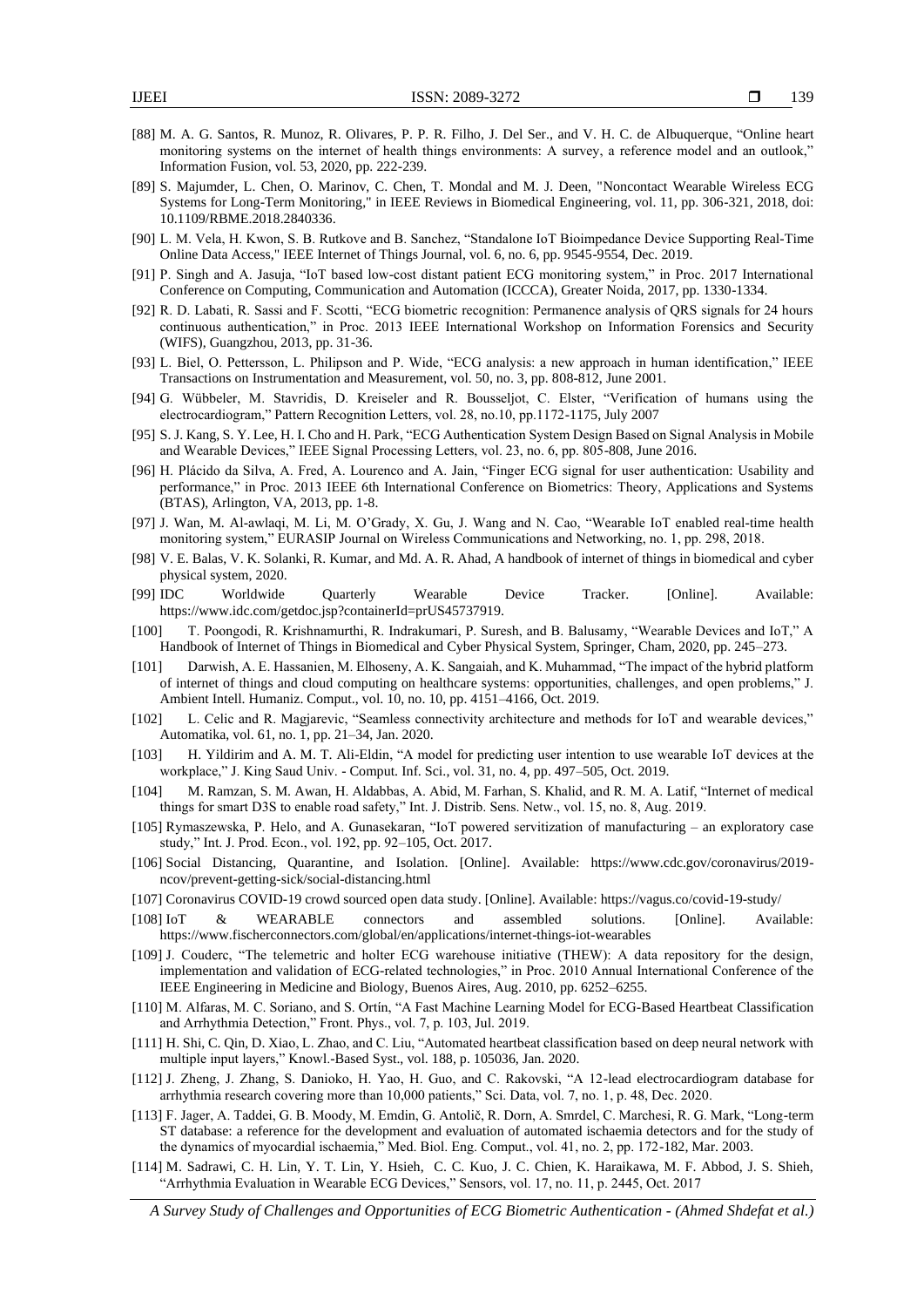[88] M. A. G. Santos, R. Munoz, R. Olivares, P. P. R. Filho, J. Del Ser., and V. H. C. de Albuquerque, "Online heart monitoring systems on the internet of health things environments: A survey, a reference model and an outlook," Information Fusion, vol. 53, 2020, pp. 222-239.

[89] S. Majumder, L. Chen, O. Marinov, C. Chen, T. Mondal and M. J. Deen, "Noncontact Wearable Wireless ECG Systems for Long-Term Monitoring," in IEEE Reviews in Biomedical Engineering, vol. 11, pp. 306-321, 2018, doi: 10.1109/RBME.2018.2840336.

[90] L. M. Vela, H. Kwon, S. B. Rutkove and B. Sanchez, "Standalone IoT Bioimpedance Device Supporting Real-Time Online Data Access," IEEE Internet of Things Journal, vol. 6, no. 6, pp. 9545-9554, Dec. 2019.

[91] P. Singh and A. Jasuja, "IoT based low-cost distant patient ECG monitoring system," in Proc. 2017 International Conference on Computing, Communication and Automation (ICCCA), Greater Noida, 2017, pp. 1330-1334.

[92] R. D. Labati, R. Sassi and F. Scotti, "ECG biometric recognition: Permanence analysis of QRS signals for 24 hours continuous authentication," in Proc. 2013 IEEE International Workshop on Information Forensics and Security (WIFS), Guangzhou, 2013, pp. 31-36.

[93] L. Biel, O. Pettersson, L. Philipson and P. Wide, "ECG analysis: a new approach in human identification," IEEE Transactions on Instrumentation and Measurement, vol. 50, no. 3, pp. 808-812, June 2001.

[94] G. Wübbeler, M. Stavridis, D. Kreiseler and R. Bousseljot, C. Elster, "Verification of humans using the electrocardiogram," Pattern Recognition Letters, vol. 28, no.10, pp.1172-1175, July 2007

[95] S. J. Kang, S. Y. Lee, H. I. Cho and H. Park, "ECG Authentication System Design Based on Signal Analysis in Mobile and Wearable Devices," IEEE Signal Processing Letters, vol. 23, no. 6, pp. 805-808, June 2016.

[96] H. Plácido da Silva, A. Fred, A. Lourenco and A. Jain, "Finger ECG signal for user authentication: Usability and performance," in Proc. 2013 IEEE 6th International Conference on Biometrics: Theory, Applications and Systems (BTAS), Arlington, VA, 2013, pp. 1-8.

[97] J. Wan, M. Al-awlaqi, M. Li, M. O'Grady, X. Gu, J. Wang and N. Cao, "Wearable IoT enabled real-time health monitoring system," EURASIP Journal on Wireless Communications and Networking, no. 1, pp. 298, 2018.

[98] V. E. Balas, V. K. Solanki, R. Kumar, and Md. A. R. Ahad, A handbook of internet of things in biomedical and cyber physical system, 2020.

[99] IDC Worldwide Quarterly Wearable Device Tracker. [Online]. Available: https://www.idc.com/getdoc.jsp?containerId=prUS45737919.

[100] T. Poongodi, R. Krishnamurthi, R. Indrakumari, P. Suresh, and B. Balusamy, "Wearable Devices and IoT," A Handbook of Internet of Things in Biomedical and Cyber Physical System, Springer, Cham, 2020, pp. 245–273.

[101] Darwish, A. E. Hassanien, M. Elhoseny, A. K. Sangaiah, and K. Muhammad, "The impact of the hybrid platform of internet of things and cloud computing on healthcare systems: opportunities, challenges, and open problems," J. Ambient Intell. Humaniz. Comput., vol. 10, no. 10, pp. 4151–4166, Oct. 2019.

[102] L. Celic and R. Magjarevic, "Seamless connectivity architecture and methods for IoT and wearable devices," Automatika, vol. 61, no. 1, pp. 21–34, Jan. 2020.

[103] H. Yildirim and A. M. T. Ali-Eldin, "A model for predicting user intention to use wearable IoT devices at the workplace," J. King Saud Univ. - Comput. Inf. Sci., vol. 31, no. 4, pp. 497–505, Oct. 2019.

[104] M. Ramzan, S. M. Awan, H. Aldabbas, A. Abid, M. Farhan, S. Khalid, and R. M. A. Latif, "Internet of medical things for smart D3S to enable road safety," Int. J. Distrib. Sens. Netw., vol. 15, no. 8, Aug. 2019.

[105] Rymaszewska, P. Helo, and A. Gunasekaran, "IoT powered servitization of manufacturing – an exploratory case study," Int. J. Prod. Econ., vol. 192, pp. 92–105, Oct. 2017.

[106] Social Distancing, Quarantine, and Isolation. [Online]. Available: https://www.cdc.gov/coronavirus/2019-ncov/prevent-getting-sick/social-distancing.html

[107] Coronavirus COVID-19 crowd sourced open data study. [Online]. Available: https://vagus.co/covid-19-study/

[108] IoT & WEARABLE connectors and assembled solutions. [Online]. Available: https://www.fischerconnectors.com/global/en/applications/internet-things-iot-wearables

[109] J. Couderc, "The telemetric and holter ECG warehouse initiative (THEW): A data repository for the design, implementation and validation of ECG-related technologies," in Proc. 2010 Annual International Conference of the IEEE Engineering in Medicine and Biology, Buenos Aires, Aug. 2010, pp. 6252–6255.

[110] M. Alfaras, M. C. Soriano, and S. Ortín, "A Fast Machine Learning Model for ECG-Based Heartbeat Classification and Arrhythmia Detection," Front. Phys., vol. 7, p. 103, Jul. 2019.

[111] H. Shi, C. Qin, D. Xiao, L. Zhao, and C. Liu, "Automated heartbeat classification based on deep neural network with multiple input layers," Knowl.-Based Syst., vol. 188, p. 105036, Jan. 2020.

[112] J. Zheng, J. Zhang, S. Danioko, H. Yao, H. Guo, and C. Rakovski, "A 12-lead electrocardiogram database for arrhythmia research covering more than 10,000 patients," Sci. Data, vol. 7, no. 1, p. 48, Dec. 2020.

[113] F. Jager, A. Taddei, G. B. Moody, M. Emdin, G. Antolič, R. Dorn, A. Smrdel, C. Marchesi, R. G. Mark, "Long-term ST database: a reference for the development and evaluation of automated ischaemia detectors and for the study of the dynamics of myocardial ischaemia," Med. Biol. Eng. Comput., vol. 41, no. 2, pp. 172-182, Mar. 2003.

[114] M. Sadrawi, C. H. Lin, Y. T. Lin, Y. Hsieh, C. C. Kuo, J. C. Chien, K. Haraikawa, M. F. Abbod, J. S. Shieh, "Arrhythmia Evaluation in Wearable ECG Devices," Sensors, vol. 17, no. 11, p. 2445, Oct. 2017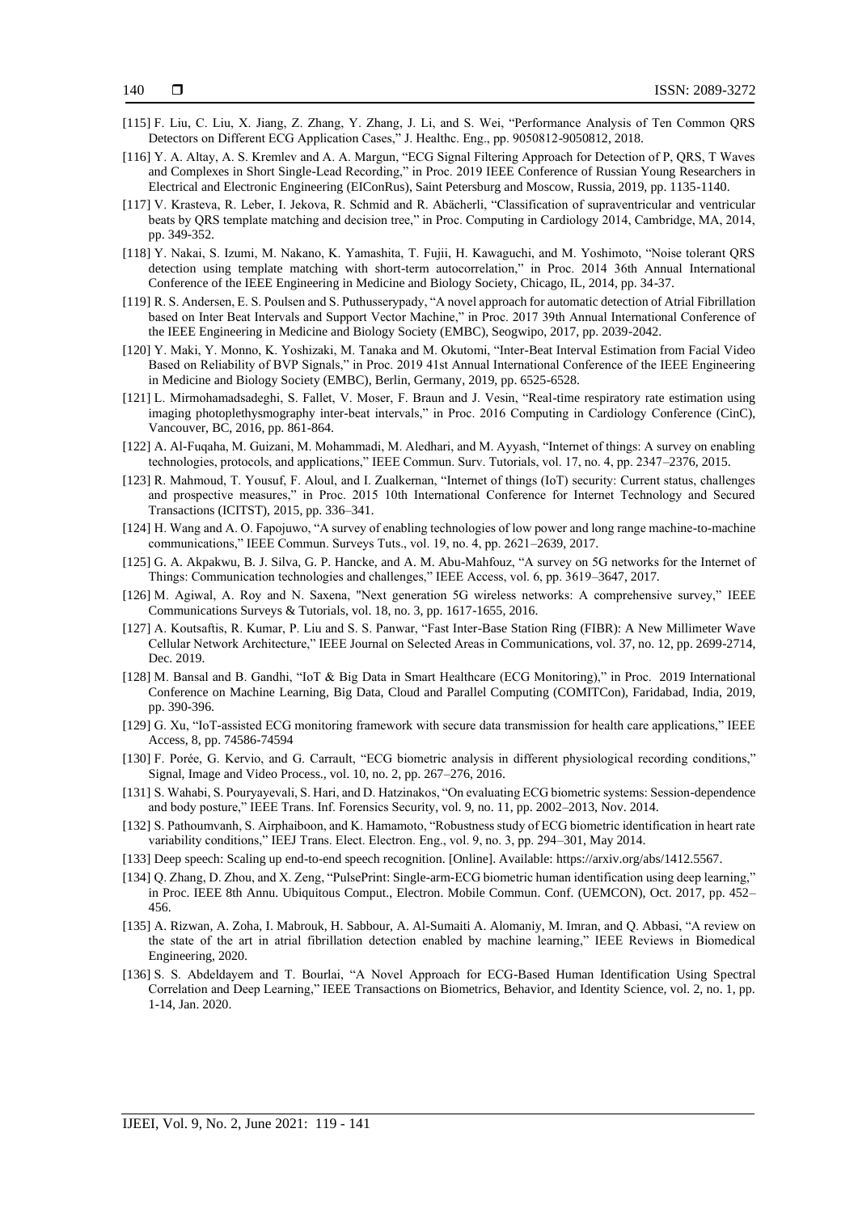[115] F. Liu, C. Liu, X. Jiang, Z. Zhang, Y. Zhang, J. Li, and S. Wei, "Performance Analysis of Ten Common QRS Detectors on Different ECG Application Cases," J. Healthc. Eng., pp. 9050812-9050812, 2018.

[116] Y. A. Altay, A. S. Kremlev and A. A. Margun, "ECG Signal Filtering Approach for Detection of P, QRS, T Waves and Complexes in Short Single-Lead Recording," in Proc. 2019 IEEE Conference of Russian Young Researchers in Electrical and Electronic Engineering (EIConRus), Saint Petersburg and Moscow, Russia, 2019, pp. 1135-1140.

[117] V. Krasteva, R. Leber, I. Jekova, R. Schmid and R. Abächerli, "Classification of supraventricular and ventricular beats by QRS template matching and decision tree," in Proc. Computing in Cardiology 2014, Cambridge, MA, 2014, pp. 349-352.

[118] Y. Nakai, S. Izumi, M. Nakano, K. Yamashita, T. Fujii, H. Kawaguchi, and M. Yoshimoto, "Noise tolerant QRS detection using template matching with short-term autocorrelation," in Proc. 2014 36th Annual International Conference of the IEEE Engineering in Medicine and Biology Society, Chicago, IL, 2014, pp. 34-37.

[119] R. S. Andersen, E. S. Poulsen and S. Puthusserypady, "A novel approach for automatic detection of Atrial Fibrillation based on Inter Beat Intervals and Support Vector Machine," in Proc. 2017 39th Annual International Conference of the IEEE Engineering in Medicine and Biology Society (EMBC), Seogwipo, 2017, pp. 2039-2042.

[120] Y. Maki, Y. Monno, K. Yoshizaki, M. Tanaka and M. Okutomi, "Inter-Beat Interval Estimation from Facial Video Based on Reliability of BVP Signals," in Proc. 2019 41st Annual International Conference of the IEEE Engineering in Medicine and Biology Society (EMBC), Berlin, Germany, 2019, pp. 6525-6528.

[121] L. Mirmohamadsadeghi, S. Fallet, V. Moser, F. Braun and J. Vesin, "Real-time respiratory rate estimation using imaging photoplethysmography inter-beat intervals," in Proc. 2016 Computing in Cardiology Conference (CinC), Vancouver, BC, 2016, pp. 861-864.

[122] A. Al-Fuqaha, M. Guizani, M. Mohammadi, M. Aledhari, and M. Ayyash, "Internet of things: A survey on enabling technologies, protocols, and applications," IEEE Commun. Surv. Tutorials, vol. 17, no. 4, pp. 2347–2376, 2015.

[123] R. Mahmoud, T. Yousuf, F. Aloul, and I. Zualkernan, "Internet of things (IoT) security: Current status, challenges and prospective measures," in Proc. 2015 10th International Conference for Internet Technology and Secured Transactions (ICITST), 2015, pp. 336–341.

[124] H. Wang and A. O. Fapojuwo, "A survey of enabling technologies of low power and long range machine-to-machine communications," IEEE Commun. Surveys Tuts., vol. 19, no. 4, pp. 2621–2639, 2017.

[125] G. A. Akpakwu, B. J. Silva, G. P. Hancke, and A. M. Abu-Mahfouz, "A survey on 5G networks for the Internet of Things: Communication technologies and challenges," IEEE Access, vol. 6, pp. 3619–3647, 2017.

[126] M. Agiwal, A. Roy and N. Saxena, "Next generation 5G wireless networks: A comprehensive survey," IEEE Communications Surveys & Tutorials, vol. 18, no. 3, pp. 1617-1655, 2016.

[127] A. Koutsaftis, R. Kumar, P. Liu and S. S. Panwar, "Fast Inter-Base Station Ring (FIBR): A New Millimeter Wave Cellular Network Architecture," IEEE Journal on Selected Areas in Communications, vol. 37, no. 12, pp. 2699-2714, Dec. 2019.

[128] M. Bansal and B. Gandhi, "IoT & Big Data in Smart Healthcare (ECG Monitoring)," in Proc. 2019 International Conference on Machine Learning, Big Data, Cloud and Parallel Computing (COMITCon), Faridabad, India, 2019, pp. 390-396.

[129] G. Xu, "IoT-assisted ECG monitoring framework with secure data transmission for health care applications," IEEE Access, 8, pp. 74586-74594

[130] F. Porée, G. Kervio, and G. Carrault, "ECG biometric analysis in different physiological recording conditions," Signal, Image and Video Process., vol. 10, no. 2, pp. 267–276, 2016.

[131] S. Wahabi, S. Pouryayevali, S. Hari, and D. Hatzinakos, "On evaluating ECG biometric systems: Session-dependence and body posture," IEEE Trans. Inf. Forensics Security, vol. 9, no. 11, pp. 2002–2013, Nov. 2014.

[132] S. Pathoumvanh, S. Airphaiboon, and K. Hamamoto, "Robustness study of ECG biometric identification in heart rate variability conditions," IEEJ Trans. Elect. Electron. Eng., vol. 9, no. 3, pp. 294–301, May 2014.

[133] Deep speech: Scaling up end-to-end speech recognition. [Online]. Available: https://arxiv.org/abs/1412.5567.

[134] Q. Zhang, D. Zhou, and X. Zeng, "PulsePrint: Single-arm-ECG biometric human identification using deep learning," in Proc. IEEE 8th Annu. Ubiquitous Comput., Electron. Mobile Commun. Conf. (UEMCON), Oct. 2017, pp. 452–456.

[135] A. Rizwan, A. Zoha, I. Mabrouk, H. Sabbour, A. Al-Sumaiti A. Alomaniy, M. Imran, and Q. Abbasi, "A review on the state of the art in atrial fibrillation detection enabled by machine learning," IEEE Reviews in Biomedical Engineering, 2020.

[136] S. S. Abdeldayem and T. Bourlai, "A Novel Approach for ECG-Based Human Identification Using Spectral Correlation and Deep Learning," IEEE Transactions on Biometrics, Behavior, and Identity Science, vol. 2, no. 1, pp. 1-14, Jan. 2020.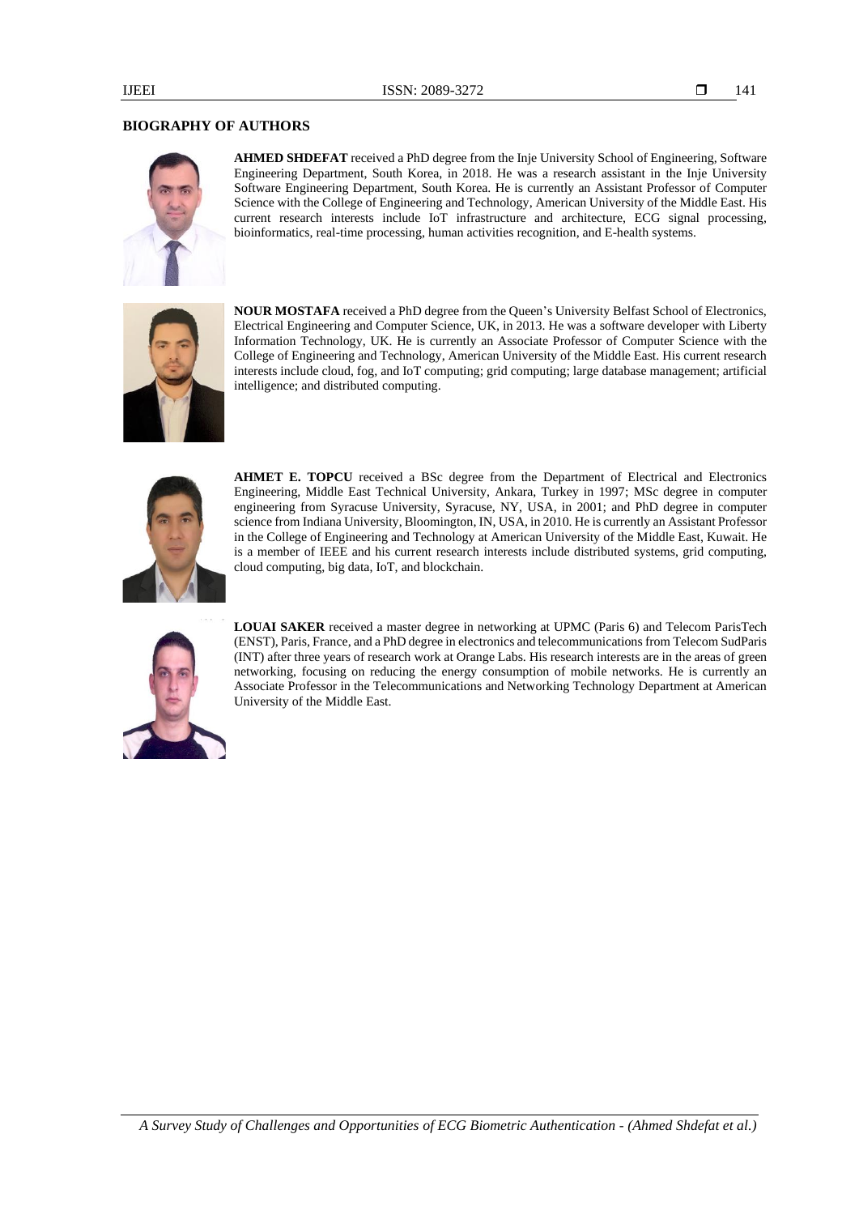## BIOGRAPHY OF AUTHORS

**AHMED SHDEFAT** received a PhD degree from the Inje University School of Engineering, Software Engineering Department, South Korea, in 2018. He was a research assistant in the Inje University Software Engineering Department, South Korea. He is currently an Assistant Professor of Computer Science with the College of Engineering and Technology, American University of the Middle East. His current research interests include IoT infrastructure and architecture, ECG signal processing, bioinformatics, real-time processing, human activities recognition, and E-health systems.

**NOUR MOSTAFA** received a PhD degree from the Queen's University Belfast School of Electronics, Electrical Engineering and Computer Science, UK, in 2013. He was a software developer with Liberty Information Technology, UK. He is currently an Associate Professor of Computer Science with the College of Engineering and Technology, American University of the Middle East. His current research interests include cloud, fog, and IoT computing; grid computing; large database management; artificial intelligence; and distributed computing.

**AHMET E. TOPCU** received a BSc degree from the Department of Electrical and Electronics Engineering, Middle East Technical University, Ankara, Turkey in 1997; MSc degree in computer engineering from Syracuse University, Syracuse, NY, USA, in 2001; and PhD degree in computer science from Indiana University, Bloomington, IN, USA, in 2010. He is currently an Assistant Professor in the College of Engineering and Technology at American University of the Middle East, Kuwait. He is a member of IEEE and his current research interests include distributed systems, grid computing, cloud computing, big data, IoT, and blockchain.

**LOUAI SAKER** received a master degree in networking at UPMC (Paris 6) and Telecom ParisTech (ENST), Paris, France, and a PhD degree in electronics and telecommunications from Telecom SudParis (INT) after three years of research work at Orange Labs. His research interests are in the areas of green networking, focusing on reducing the energy consumption of mobile networks. He is currently an Associate Professor in the Telecommunications and Networking Technology Department at American University of the Middle East.